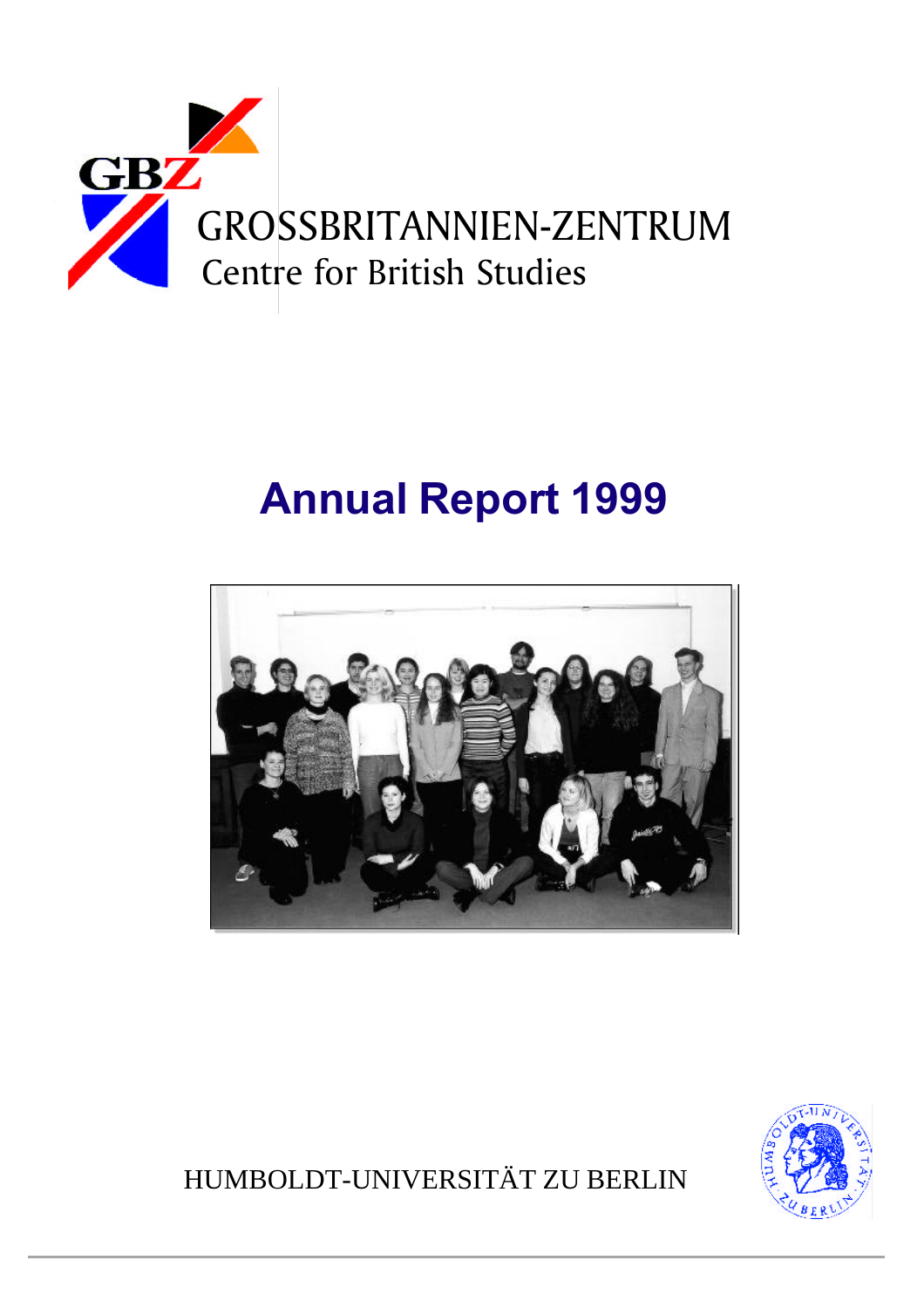GBZ

GROSSBRITANNIEN-ZENTRUM
Centre for British Studies

# Annual Report 1999

HUMBOLDT-UNIVERSITÄT ZU BERLIN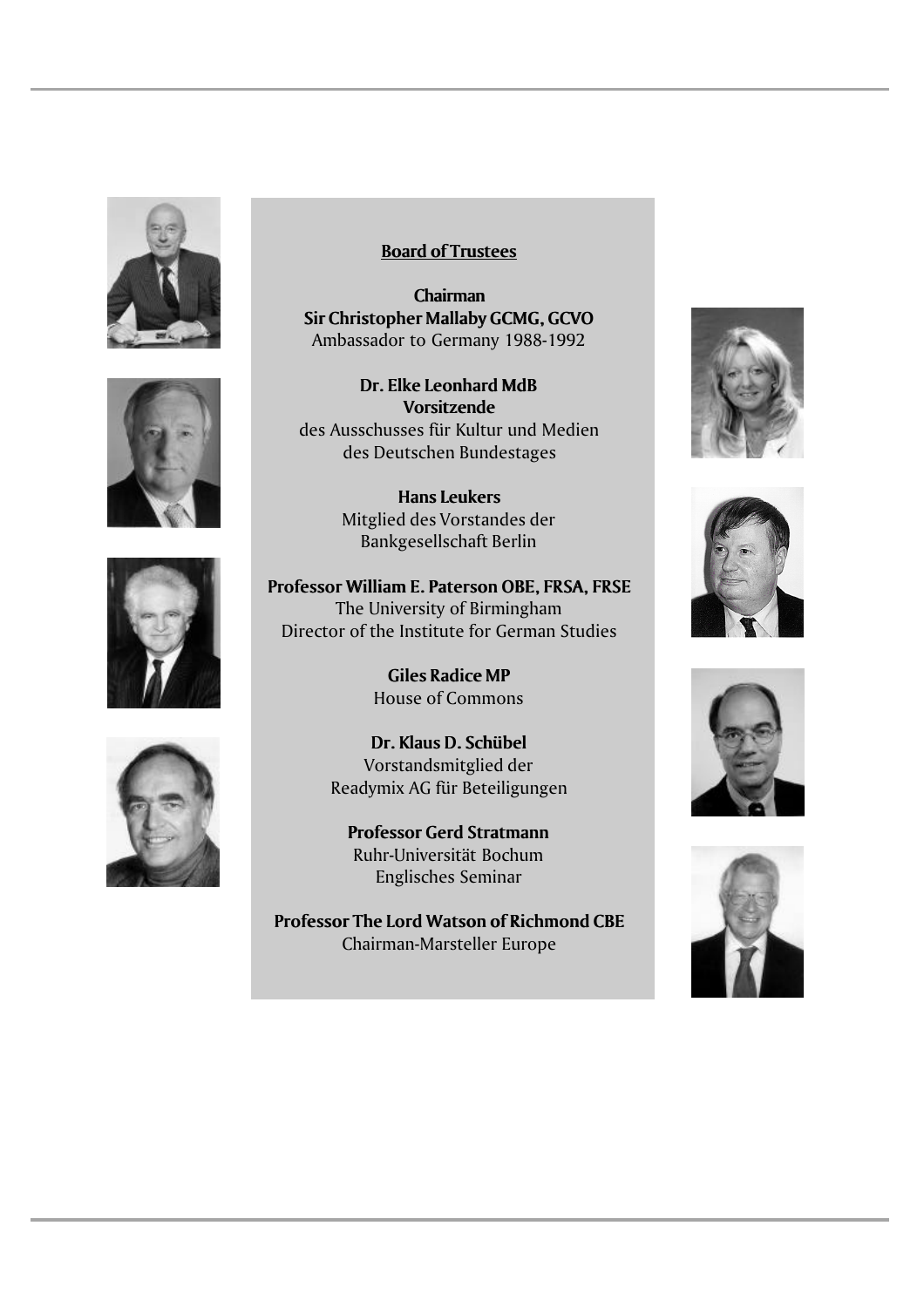## Board of Trustees

**Chairman**
**Sir Christopher Mallaby GCMG, GCVO**
Ambassador to Germany 1988-1992

**Dr. Elke Leonhard MdB**
**Vorsitzende**
des Ausschusses für Kultur und Medien
des Deutschen Bundestages

**Hans Leukers**
Mitglied des Vorstandes der
Bankgesellschaft Berlin

**Professor William E. Paterson OBE, FRSA, FRSE**
The University of Birmingham
Director of the Institute for German Studies

**Giles Radice MP**
House of Commons

**Dr. Klaus D. Schübel**
Vorstandsmitglied der
Readymix AG für Beteiligungen

**Professor Gerd Stratmann**
Ruhr-Universität Bochum
Englisches Seminar

**Professor The Lord Watson of Richmond CBE**
Chairman-Marsteller Europe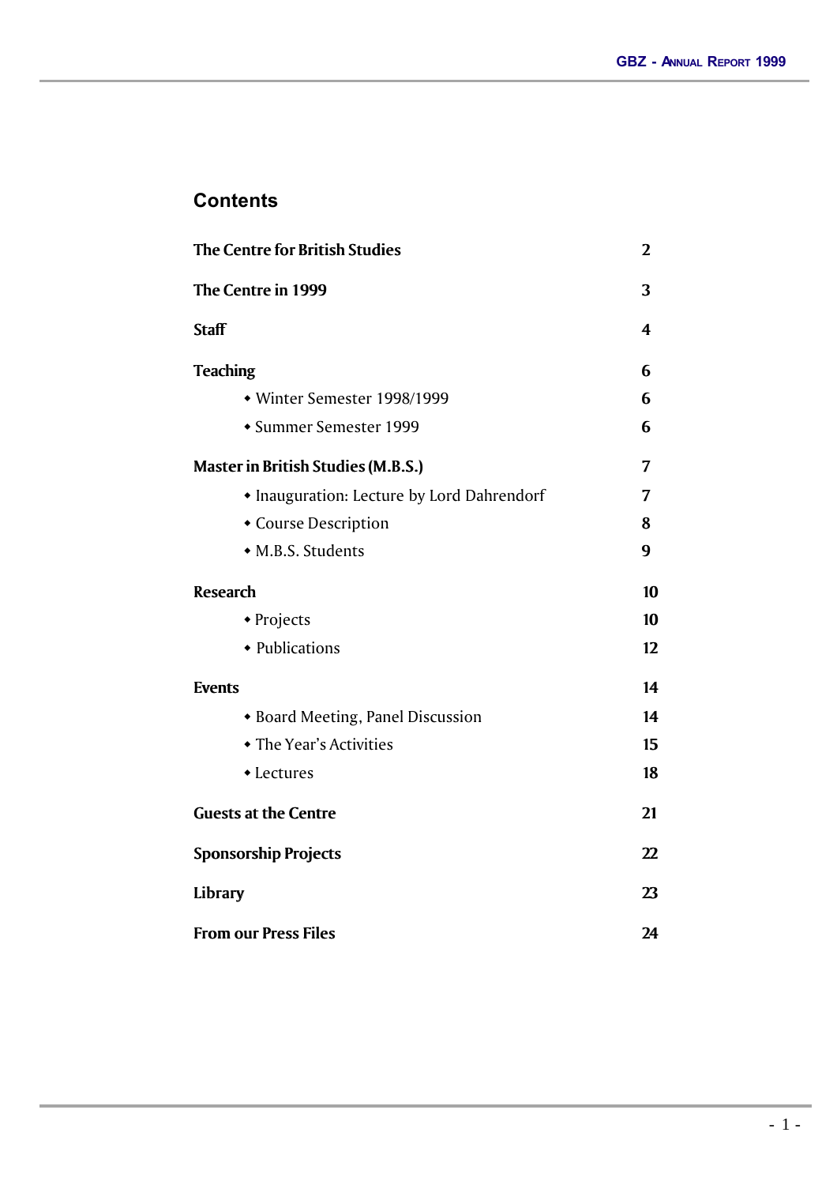## Contents

| | |
|---|---|
| **The Centre for British Studies** | **2** |
| **The Centre in 1999** | **3** |
| **Staff** | **4** |
| **Teaching** | **6** |
| • Winter Semester 1998/1999 | **6** |
| • Summer Semester 1999 | **6** |
| **Master in British Studies (M.B.S.)** | **7** |
| • Inauguration: Lecture by Lord Dahrendorf | **7** |
| • Course Description | **8** |
| • M.B.S. Students | **9** |
| **Research** | **10** |
| • Projects | **10** |
| • Publications | **12** |
| **Events** | **14** |
| • Board Meeting, Panel Discussion | **14** |
| • The Year's Activities | **15** |
| • Lectures | **18** |
| **Guests at the Centre** | **21** |
| **Sponsorship Projects** | **22** |
| **Library** | **23** |
| **From our Press Files** | **24** |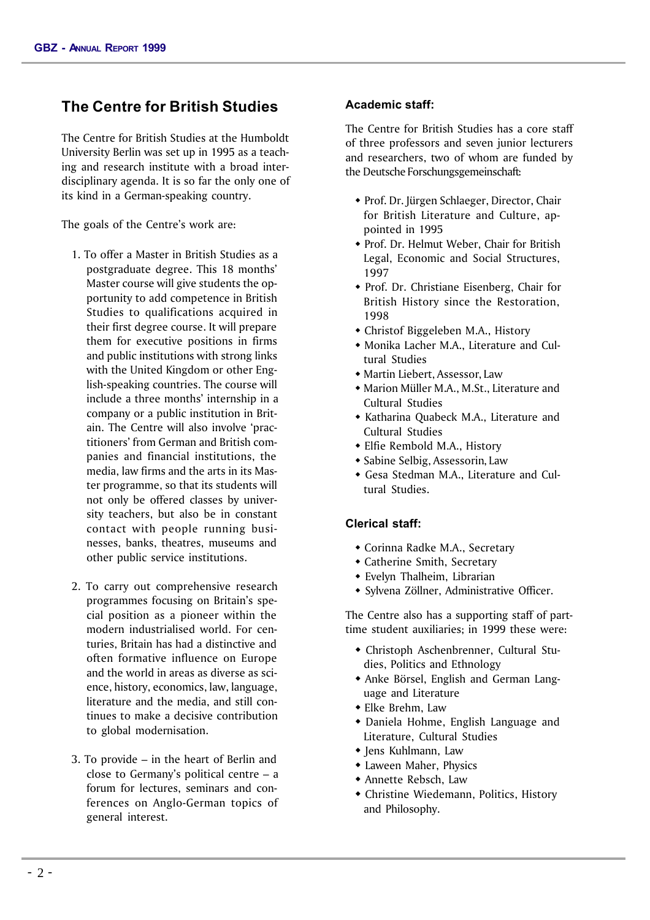## The Centre for British Studies

The Centre for British Studies at the Humboldt University Berlin was set up in 1995 as a teaching and research institute with a broad interdisciplinary agenda. It is so far the only one of its kind in a German-speaking country.

The goals of the Centre's work are:

1. To offer a Master in British Studies as a postgraduate degree. This 18 months' Master course will give students the opportunity to add competence in British Studies to qualifications acquired in their first degree course. It will prepare them for executive positions in firms and public institutions with strong links with the United Kingdom or other English-speaking countries. The course will include a three months' internship in a company or a public institution in Britain. The Centre will also involve 'practitioners' from German and British companies and financial institutions, the media, law firms and the arts in its Master programme, so that its students will not only be offered classes by university teachers, but also be in constant contact with people running businesses, banks, theatres, museums and other public service institutions.

2. To carry out comprehensive research programmes focusing on Britain's special position as a pioneer within the modern industrialised world. For centuries, Britain has had a distinctive and often formative influence on Europe and the world in areas as diverse as science, history, economics, law, language, literature and the media, and still continues to make a decisive contribution to global modernisation.

3. To provide – in the heart of Berlin and close to Germany's political centre – a forum for lectures, seminars and conferences on Anglo-German topics of general interest.

### Academic staff:

The Centre for British Studies has a core staff of three professors and seven junior lecturers and researchers, two of whom are funded by the Deutsche Forschungsgemeinschaft:

- Prof. Dr. Jürgen Schlaeger, Director, Chair for British Literature and Culture, appointed in 1995
- Prof. Dr. Helmut Weber, Chair for British Legal, Economic and Social Structures, 1997
- Prof. Dr. Christiane Eisenberg, Chair for British History since the Restoration, 1998
- Christof Biggeleben M.A., History
- Monika Lacher M.A., Literature and Cultural Studies
- Martin Liebert, Assessor, Law
- Marion Müller M.A., M.St., Literature and Cultural Studies
- Katharina Quabeck M.A., Literature and Cultural Studies
- Elfie Rembold M.A., History
- Sabine Selbig, Assessorin, Law
- Gesa Stedman M.A., Literature and Cultural Studies.

### Clerical staff:

- Corinna Radke M.A., Secretary
- Catherine Smith, Secretary
- Evelyn Thalheim, Librarian
- Sylvena Zöllner, Administrative Officer.

The Centre also has a supporting staff of part-time student auxiliaries; in 1999 these were:

- Christoph Aschenbrenner, Cultural Studies, Politics and Ethnology
- Anke Börsel, English and German Language and Literature
- Elke Brehm, Law
- Daniela Hohme, English Language and Literature, Cultural Studies
- Jens Kuhlmann, Law
- Laween Maher, Physics
- Annette Rebsch, Law
- Christine Wiedemann, Politics, History and Philosophy.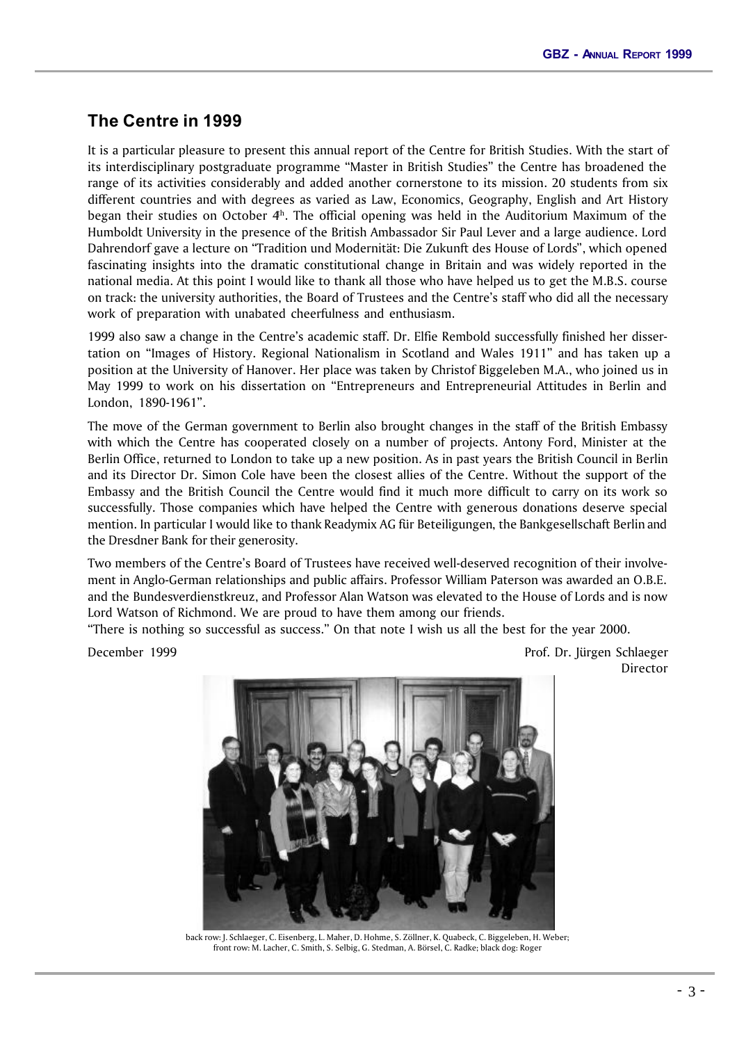## The Centre in 1999

It is a particular pleasure to present this annual report of the Centre for British Studies. With the start of its interdisciplinary postgraduate programme "Master in British Studies" the Centre has broadened the range of its activities considerably and added another cornerstone to its mission. 20 students from six different countries and with degrees as varied as Law, Economics, Geography, English and Art History began their studies on October 4th. The official opening was held in the Auditorium Maximum of the Humboldt University in the presence of the British Ambassador Sir Paul Lever and a large audience. Lord Dahrendorf gave a lecture on "Tradition und Modernität: Die Zukunft des House of Lords", which opened fascinating insights into the dramatic constitutional change in Britain and was widely reported in the national media. At this point I would like to thank all those who have helped us to get the M.B.S. course on track: the university authorities, the Board of Trustees and the Centre's staff who did all the necessary work of preparation with unabated cheerfulness and enthusiasm.

1999 also saw a change in the Centre's academic staff. Dr. Elfie Rembold successfully finished her dissertation on "Images of History. Regional Nationalism in Scotland and Wales 1911" and has taken up a position at the University of Hanover. Her place was taken by Christof Biggeleben M.A., who joined us in May 1999 to work on his dissertation on "Entrepreneurs and Entrepreneurial Attitudes in Berlin and London, 1890-1961".

The move of the German government to Berlin also brought changes in the staff of the British Embassy with which the Centre has cooperated closely on a number of projects. Antony Ford, Minister at the Berlin Office, returned to London to take up a new position. As in past years the British Council in Berlin and its Director Dr. Simon Cole have been the closest allies of the Centre. Without the support of the Embassy and the British Council the Centre would find it much more difficult to carry on its work so successfully. Those companies which have helped the Centre with generous donations deserve special mention. In particular I would like to thank Readymix AG für Beteiligungen, the Bankgesellschaft Berlin and the Dresdner Bank for their generosity.

Two members of the Centre's Board of Trustees have received well-deserved recognition of their involvement in Anglo-German relationships and public affairs. Professor William Paterson was awarded an O.B.E. and the Bundesverdienstkreuz, and Professor Alan Watson was elevated to the House of Lords and is now Lord Watson of Richmond. We are proud to have them among our friends.

"There is nothing so successful as success." On that note I wish us all the best for the year 2000.

December 1999

Prof. Dr. Jürgen Schlaeger
Director

back row: J. Schlaeger, C. Eisenberg, L. Maher, D. Hohme, S. Zöllner, K. Quabeck, C. Biggeleben, H. Weber;
front row: M. Lacher, C. Smith, S. Selbig, G. Stedman, A. Börsel, C. Radke; black dog: Roger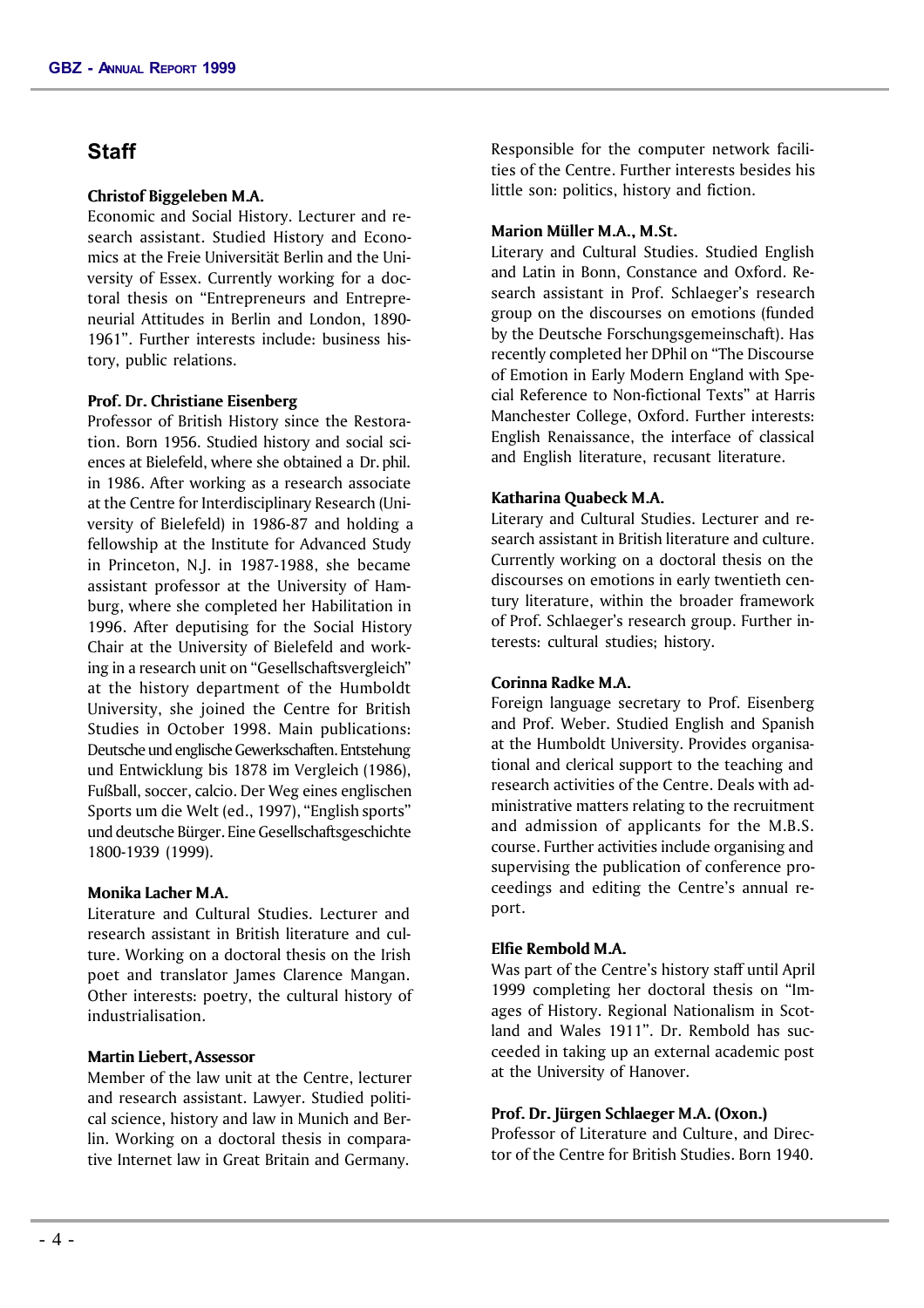## Staff

**Christof Biggeleben M.A.**

Economic and Social History. Lecturer and research assistant. Studied History and Economics at the Freie Universität Berlin and the University of Essex. Currently working for a doctoral thesis on "Entrepreneurs and Entrepreneurial Attitudes in Berlin and London, 1890-1961". Further interests include: business history, public relations.

**Prof. Dr. Christiane Eisenberg**

Professor of British History since the Restoration. Born 1956. Studied history and social sciences at Bielefeld, where she obtained a Dr. phil. in 1986. After working as a research associate at the Centre for Interdisciplinary Research (University of Bielefeld) in 1986-87 and holding a fellowship at the Institute for Advanced Study in Princeton, N.J. in 1987-1988, she became assistant professor at the University of Hamburg, where she completed her Habilitation in 1996. After deputising for the Social History Chair at the University of Bielefeld and working in a research unit on "Gesellschaftsvergleich" at the history department of the Humboldt University, she joined the Centre for British Studies in October 1998. Main publications: Deutsche und englische Gewerkschaften. Entstehung und Entwicklung bis 1878 im Vergleich (1986), Fußball, soccer, calcio. Der Weg eines englischen Sports um die Welt (ed., 1997), "English sports" und deutsche Bürger. Eine Gesellschaftsgeschichte 1800-1939 (1999).

**Monika Lacher M.A.**

Literature and Cultural Studies. Lecturer and research assistant in British literature and culture. Working on a doctoral thesis on the Irish poet and translator James Clarence Mangan. Other interests: poetry, the cultural history of industrialisation.

**Martin Liebert, Assessor**

Member of the law unit at the Centre, lecturer and research assistant. Lawyer. Studied political science, history and law in Munich and Berlin. Working on a doctoral thesis in comparative Internet law in Great Britain and Germany. Responsible for the computer network facilities of the Centre. Further interests besides his little son: politics, history and fiction.

**Marion Müller M.A., M.St.**

Literary and Cultural Studies. Studied English and Latin in Bonn, Constance and Oxford. Research assistant in Prof. Schlaeger's research group on the discourses on emotions (funded by the Deutsche Forschungsgemeinschaft). Has recently completed her DPhil on "The Discourse of Emotion in Early Modern England with Special Reference to Non-fictional Texts" at Harris Manchester College, Oxford. Further interests: English Renaissance, the interface of classical and English literature, recusant literature.

**Katharina Quabeck M.A.**

Literary and Cultural Studies. Lecturer and research assistant in British literature and culture. Currently working on a doctoral thesis on the discourses on emotions in early twentieth century literature, within the broader framework of Prof. Schlaeger's research group. Further interests: cultural studies; history.

**Corinna Radke M.A.**

Foreign language secretary to Prof. Eisenberg and Prof. Weber. Studied English and Spanish at the Humboldt University. Provides organisational and clerical support to the teaching and research activities of the Centre. Deals with administrative matters relating to the recruitment and admission of applicants for the M.B.S. course. Further activities include organising and supervising the publication of conference proceedings and editing the Centre's annual report.

**Elfie Rembold M.A.**

Was part of the Centre's history staff until April 1999 completing her doctoral thesis on "Images of History. Regional Nationalism in Scotland and Wales 1911". Dr. Rembold has succeeded in taking up an external academic post at the University of Hanover.

**Prof. Dr. Jürgen Schlaeger M.A. (Oxon.)**

Professor of Literature and Culture, and Director of the Centre for British Studies. Born 1940.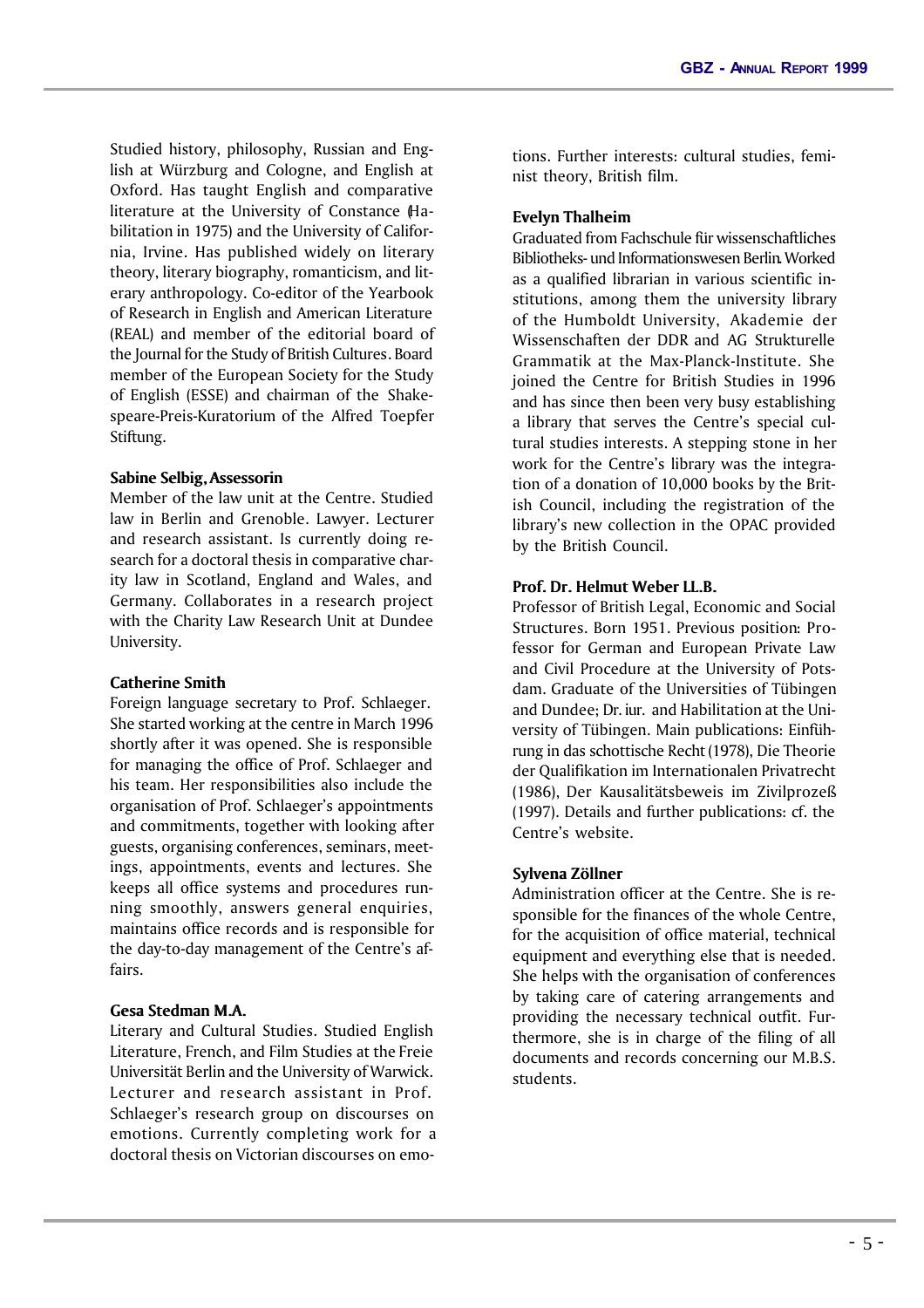Studied history, philosophy, Russian and English at Würzburg and Cologne, and English at Oxford. Has taught English and comparative literature at the University of Constance (Habilitation in 1975) and the University of California, Irvine. Has published widely on literary theory, literary biography, romanticism, and literary anthropology. Co-editor of the Yearbook of Research in English and American Literature (REAL) and member of the editorial board of the Journal for the Study of British Cultures. Board member of the European Society for the Study of English (ESSE) and chairman of the Shakespeare-Preis-Kuratorium of the Alfred Toepfer Stiftung.

**Sabine Selbig, Assessorin**

Member of the law unit at the Centre. Studied law in Berlin and Grenoble. Lawyer. Lecturer and research assistant. Is currently doing research for a doctoral thesis in comparative charity law in Scotland, England and Wales, and Germany. Collaborates in a research project with the Charity Law Research Unit at Dundee University.

**Catherine Smith**

Foreign language secretary to Prof. Schlaeger. She started working at the centre in March 1996 shortly after it was opened. She is responsible for managing the office of Prof. Schlaeger and his team. Her responsibilities also include the organisation of Prof. Schlaeger's appointments and commitments, together with looking after guests, organising conferences, seminars, meetings, appointments, events and lectures. She keeps all office systems and procedures running smoothly, answers general enquiries, maintains office records and is responsible for the day-to-day management of the Centre's affairs.

**Gesa Stedman M.A.**

Literary and Cultural Studies. Studied English Literature, French, and Film Studies at the Freie Universität Berlin and the University of Warwick. Lecturer and research assistant in Prof. Schlaeger's research group on discourses on emotions. Currently completing work for a doctoral thesis on Victorian discourses on emotions. Further interests: cultural studies, feminist theory, British film.

**Evelyn Thalheim**

Graduated from Fachschule für wissenschaftliches Bibliotheks- und Informationswesen Berlin. Worked as a qualified librarian in various scientific institutions, among them the university library of the Humboldt University, Akademie der Wissenschaften der DDR and AG Strukturelle Grammatik at the Max-Planck-Institute. She joined the Centre for British Studies in 1996 and has since then been very busy establishing a library that serves the Centre's special cultural studies interests. A stepping stone in her work for the Centre's library was the integration of a donation of 10,000 books by the British Council, including the registration of the library's new collection in the OPAC provided by the British Council.

**Prof. Dr. Helmut Weber LL.B.**

Professor of British Legal, Economic and Social Structures. Born 1951. Previous position: Professor for German and European Private Law and Civil Procedure at the University of Potsdam. Graduate of the Universities of Tübingen and Dundee; Dr. iur. and Habilitation at the University of Tübingen. Main publications: Einführung in das schottische Recht (1978), Die Theorie der Qualifikation im Internationalen Privatrecht (1986), Der Kausalitätsbeweis im Zivilprozeß (1997). Details and further publications: cf. the Centre's website.

**Sylvena Zöllner**

Administration officer at the Centre. She is responsible for the finances of the whole Centre, for the acquisition of office material, technical equipment and everything else that is needed. She helps with the organisation of conferences by taking care of catering arrangements and providing the necessary technical outfit. Furthermore, she is in charge of the filing of all documents and records concerning our M.B.S. students.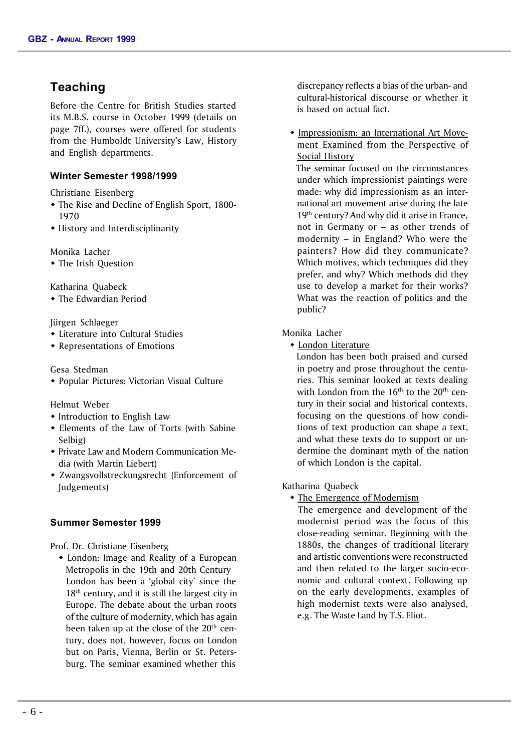## Teaching

Before the Centre for British Studies started its M.B.S. course in October 1999 (details on page 7ff.), courses were offered for students from the Humboldt University's Law, History and English departments.

### Winter Semester 1998/1999

Christiane Eisenberg

- The Rise and Decline of English Sport, 1800-1970
- History and Interdisciplinarity

Monika Lacher

- The Irish Question

Katharina Quabeck

- The Edwardian Period

Jürgen Schlaeger

- Literature into Cultural Studies
- Representations of Emotions

Gesa Stedman

- Popular Pictures: Victorian Visual Culture

Helmut Weber

- Introduction to English Law
- Elements of the Law of Torts (with Sabine Selbig)
- Private Law and Modern Communication Media (with Martin Liebert)
- Zwangsvollstreckungsrecht (Enforcement of Judgements)

### Summer Semester 1999

Prof. Dr. Christiane Eisenberg

- London: Image and Reality of a European Metropolis in the 19th and 20th Century
  London has been a 'global city' since the 18th century, and it is still the largest city in Europe. The debate about the urban roots of the culture of modernity, which has again been taken up at the close of the 20th century, does not, however, focus on London but on Paris, Vienna, Berlin or St. Petersburg. The seminar examined whether this discrepancy reflects a bias of the urban- and cultural-historical discourse or whether it is based on actual fact.
- Impressionism: an International Art Movement Examined from the Perspective of Social History
  The seminar focused on the circumstances under which impressionist paintings were made: why did impressionism as an international art movement arise during the late 19th century? And why did it arise in France, not in Germany or – as other trends of modernity – in England? Who were the painters? How did they communicate? Which motives, which techniques did they prefer, and why? Which methods did they use to develop a market for their works? What was the reaction of politics and the public?

Monika Lacher

- London Literature
  London has been both praised and cursed in poetry and prose throughout the centuries. This seminar looked at texts dealing with London from the 16th to the 20th century in their social and historical contexts, focusing on the questions of how conditions of text production can shape a text, and what these texts do to support or undermine the dominant myth of the nation of which London is the capital.

Katharina Quabeck

- The Emergence of Modernism
  The emergence and development of the modernist period was the focus of this close-reading seminar. Beginning with the 1880s, the changes of traditional literary and artistic conventions were reconstructed and then related to the larger socio-economic and cultural context. Following up on the early developments, examples of high modernist texts were also analysed, e.g. The Waste Land by T.S. Eliot.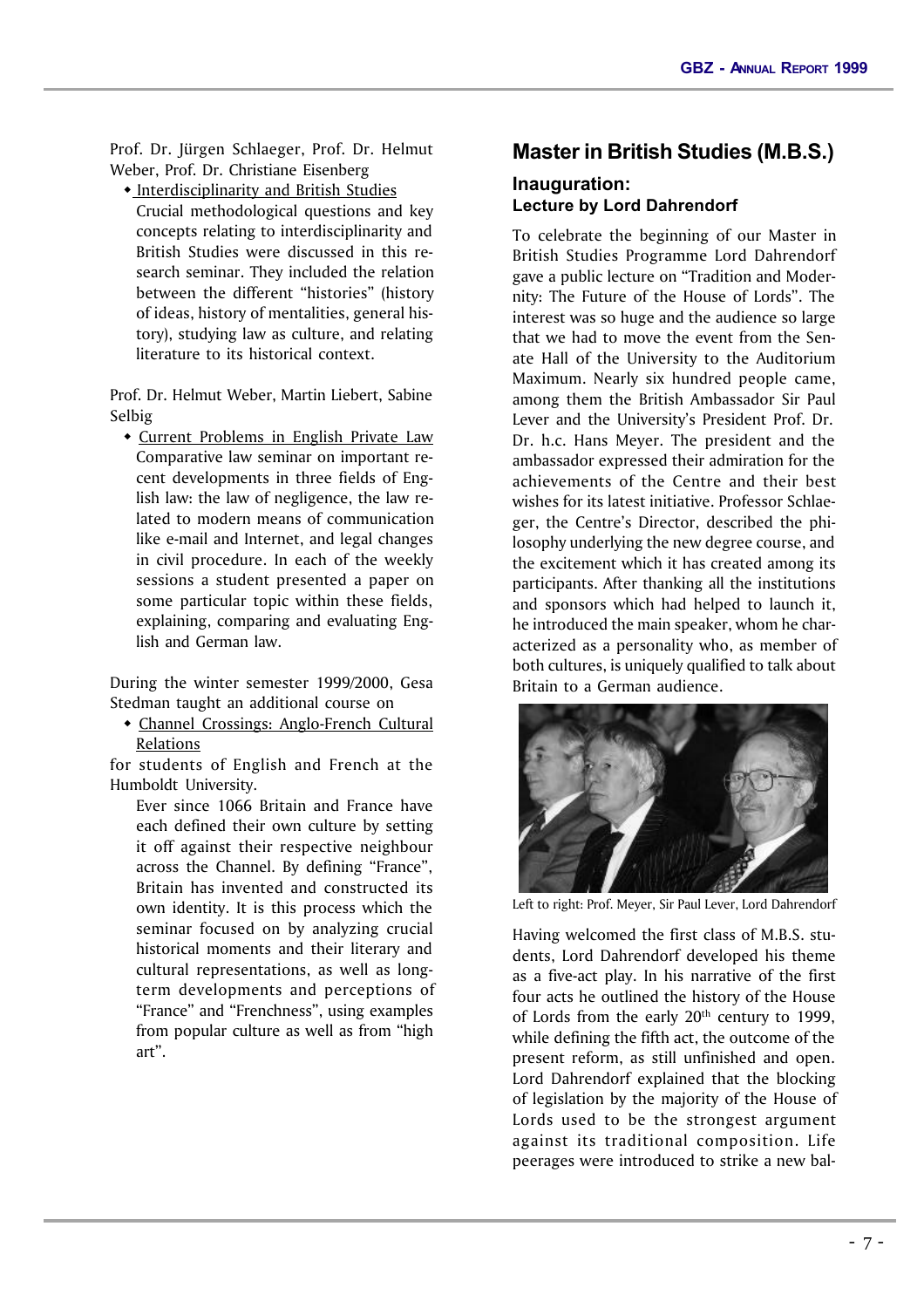Prof. Dr. Jürgen Schlaeger, Prof. Dr. Helmut Weber, Prof. Dr. Christiane Eisenberg

- Interdisciplinarity and British Studies
  Crucial methodological questions and key concepts relating to interdisciplinarity and British Studies were discussed in this research seminar. They included the relation between the different "histories" (history of ideas, history of mentalities, general history), studying law as culture, and relating literature to its historical context.

Prof. Dr. Helmut Weber, Martin Liebert, Sabine Selbig

- Current Problems in English Private Law
  Comparative law seminar on important recent developments in three fields of English law: the law of negligence, the law related to modern means of communication like e-mail and Internet, and legal changes in civil procedure. In each of the weekly sessions a student presented a paper on some particular topic within these fields, explaining, comparing and evaluating English and German law.

During the winter semester 1999/2000, Gesa Stedman taught an additional course on

- Channel Crossings: Anglo-French Cultural Relations

for students of English and French at the Humboldt University.

Ever since 1066 Britain and France have each defined their own culture by setting it off against their respective neighbour across the Channel. By defining "France", Britain has invented and constructed its own identity. It is this process which the seminar focused on by analyzing crucial historical moments and their literary and cultural representations, as well as long-term developments and perceptions of "France" and "Frenchness", using examples from popular culture as well as from "high art".

## Master in British Studies (M.B.S.)

### Inauguration: Lecture by Lord Dahrendorf

To celebrate the beginning of our Master in British Studies Programme Lord Dahrendorf gave a public lecture on "Tradition and Modernity: The Future of the House of Lords". The interest was so huge and the audience so large that we had to move the event from the Senate Hall of the University to the Auditorium Maximum. Nearly six hundred people came, among them the British Ambassador Sir Paul Lever and the University's President Prof. Dr. Dr. h.c. Hans Meyer. The president and the ambassador expressed their admiration for the achievements of the Centre and their best wishes for its latest initiative. Professor Schlaeger, the Centre's Director, described the philosophy underlying the new degree course, and the excitement which it has created among its participants. After thanking all the institutions and sponsors which had helped to launch it, he introduced the main speaker, whom he characterized as a personality who, as member of both cultures, is uniquely qualified to talk about Britain to a German audience.

Left to right: Prof. Meyer, Sir Paul Lever, Lord Dahrendorf

Having welcomed the first class of M.B.S. students, Lord Dahrendorf developed his theme as a five-act play. In his narrative of the first four acts he outlined the history of the House of Lords from the early 20th century to 1999, while defining the fifth act, the outcome of the present reform, as still unfinished and open. Lord Dahrendorf explained that the blocking of legislation by the majority of the House of Lords used to be the strongest argument against its traditional composition. Life peerages were introduced to strike a new bal-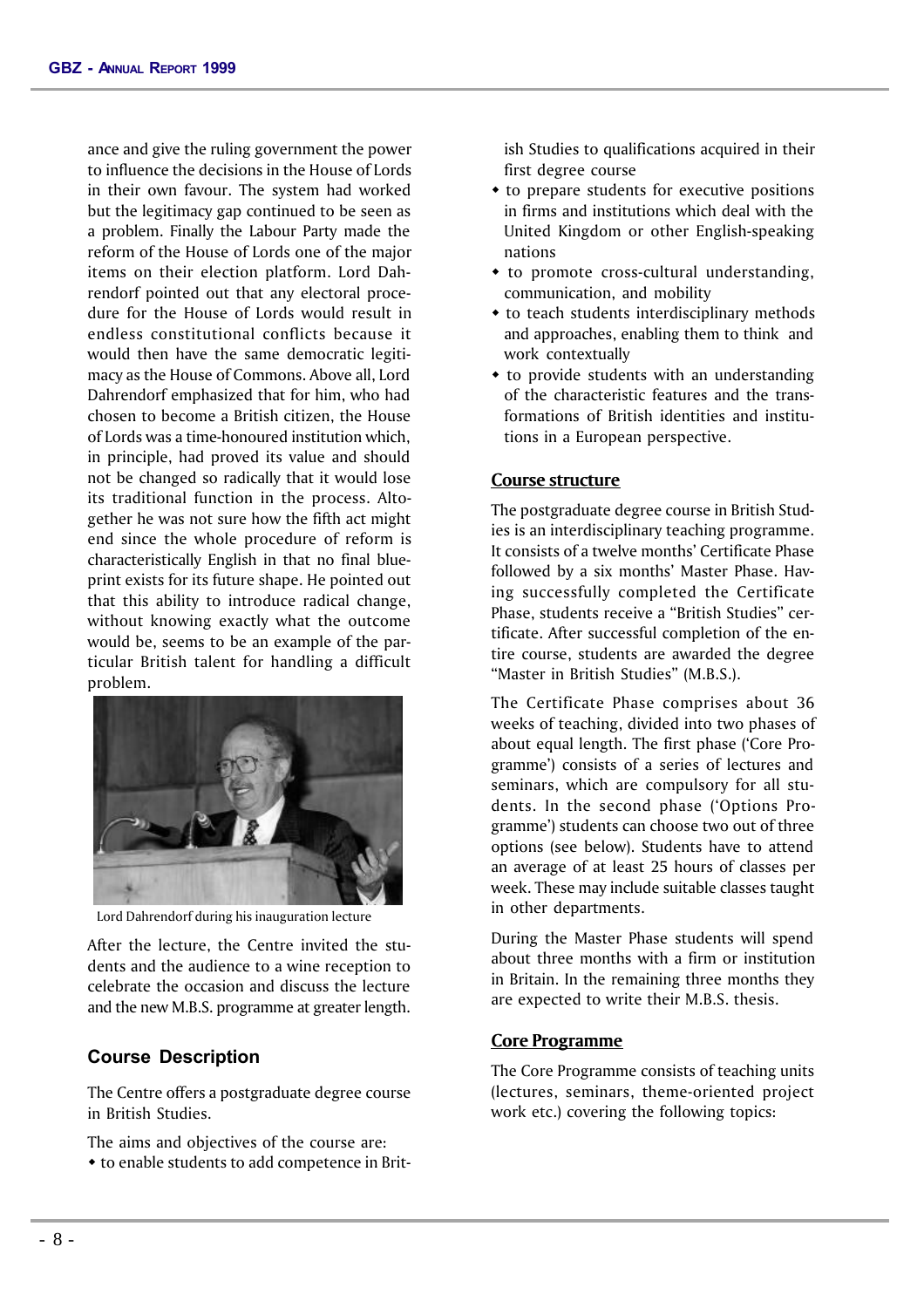ance and give the ruling government the power to influence the decisions in the House of Lords in their own favour. The system had worked but the legitimacy gap continued to be seen as a problem. Finally the Labour Party made the reform of the House of Lords one of the major items on their election platform. Lord Dahrendorf pointed out that any electoral procedure for the House of Lords would result in endless constitutional conflicts because it would then have the same democratic legitimacy as the House of Commons. Above all, Lord Dahrendorf emphasized that for him, who had chosen to become a British citizen, the House of Lords was a time-honoured institution which, in principle, had proved its value and should not be changed so radically that it would lose its traditional function in the process. Altogether he was not sure how the fifth act might end since the whole procedure of reform is characteristically English in that no final blueprint exists for its future shape. He pointed out that this ability to introduce radical change, without knowing exactly what the outcome would be, seems to be an example of the particular British talent for handling a difficult problem.

Lord Dahrendorf during his inauguration lecture

After the lecture, the Centre invited the students and the audience to a wine reception to celebrate the occasion and discuss the lecture and the new M.B.S. programme at greater length.

## Course Description

The Centre offers a postgraduate degree course in British Studies.

The aims and objectives of the course are:

- to enable students to add competence in British Studies to qualifications acquired in their first degree course
- to prepare students for executive positions in firms and institutions which deal with the United Kingdom or other English-speaking nations
- to promote cross-cultural understanding, communication, and mobility
- to teach students interdisciplinary methods and approaches, enabling them to think and work contextually
- to provide students with an understanding of the characteristic features and the transformations of British identities and institutions in a European perspective.

### Course structure

The postgraduate degree course in British Studies is an interdisciplinary teaching programme. It consists of a twelve months' Certificate Phase followed by a six months' Master Phase. Having successfully completed the Certificate Phase, students receive a "British Studies" certificate. After successful completion of the entire course, students are awarded the degree "Master in British Studies" (M.B.S.).

The Certificate Phase comprises about 36 weeks of teaching, divided into two phases of about equal length. The first phase ('Core Programme') consists of a series of lectures and seminars, which are compulsory for all students. In the second phase ('Options Programme') students can choose two out of three options (see below). Students have to attend an average of at least 25 hours of classes per week. These may include suitable classes taught in other departments.

During the Master Phase students will spend about three months with a firm or institution in Britain. In the remaining three months they are expected to write their M.B.S. thesis.

### Core Programme

The Core Programme consists of teaching units (lectures, seminars, theme-oriented project work etc.) covering the following topics: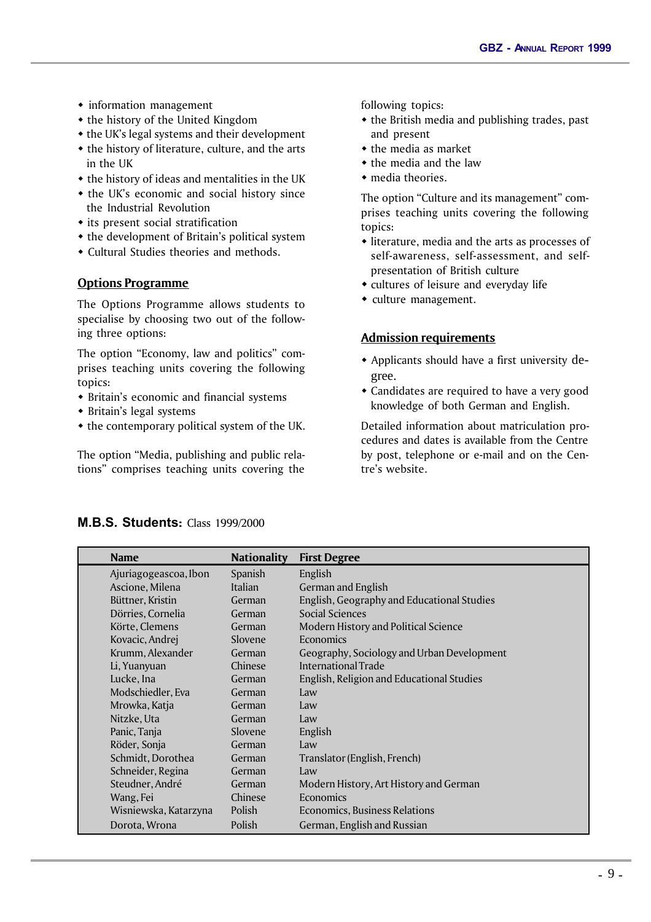- information management
- the history of the United Kingdom
- the UK's legal systems and their development
- the history of literature, culture, and the arts in the UK
- the history of ideas and mentalities in the UK
- the UK's economic and social history since the Industrial Revolution
- its present social stratification
- the development of Britain's political system
- Cultural Studies theories and methods.

## Options Programme

The Options Programme allows students to specialise by choosing two out of the following three options:

The option "Economy, law and politics" comprises teaching units covering the following topics:

- Britain's economic and financial systems
- Britain's legal systems
- the contemporary political system of the UK.

The option "Media, publishing and public relations" comprises teaching units covering the following topics:

- the British media and publishing trades, past and present
- the media as market
- the media and the law
- media theories.

The option "Culture and its management" comprises teaching units covering the following topics:

- literature, media and the arts as processes of self-awareness, self-assessment, and self-presentation of British culture
- cultures of leisure and everyday life
- culture management.

## Admission requirements

- Applicants should have a first university degree.
- Candidates are required to have a very good knowledge of both German and English.

Detailed information about matriculation procedures and dates is available from the Centre by post, telephone or e-mail and on the Centre's website.

### M.B.S. Students: Class 1999/2000

| Name | Nationality | First Degree |
|---|---|---|
| Ajuriagogeascoa, Ibon | Spanish | English |
| Ascione, Milena | Italian | German and English |
| Büttner, Kristin | German | English, Geography and Educational Studies |
| Dörries, Cornelia | German | Social Sciences |
| Körte, Clemens | German | Modern History and Political Science |
| Kovacic, Andrej | Slovene | Economics |
| Krumm, Alexander | German | Geography, Sociology and Urban Development |
| Li, Yuanyuan | Chinese | International Trade |
| Lucke, Ina | German | English, Religion and Educational Studies |
| Modschiedler, Eva | German | Law |
| Mrowka, Katja | German | Law |
| Nitzke, Uta | German | Law |
| Panic, Tanja | Slovene | English |
| Röder, Sonja | German | Law |
| Schmidt, Dorothea | German | Translator (English, French) |
| Schneider, Regina | German | Law |
| Steudner, André | German | Modern History, Art History and German |
| Wang, Fei | Chinese | Economics |
| Wisniewska, Katarzyna | Polish | Economics, Business Relations |
| Dorota, Wrona | Polish | German, English and Russian |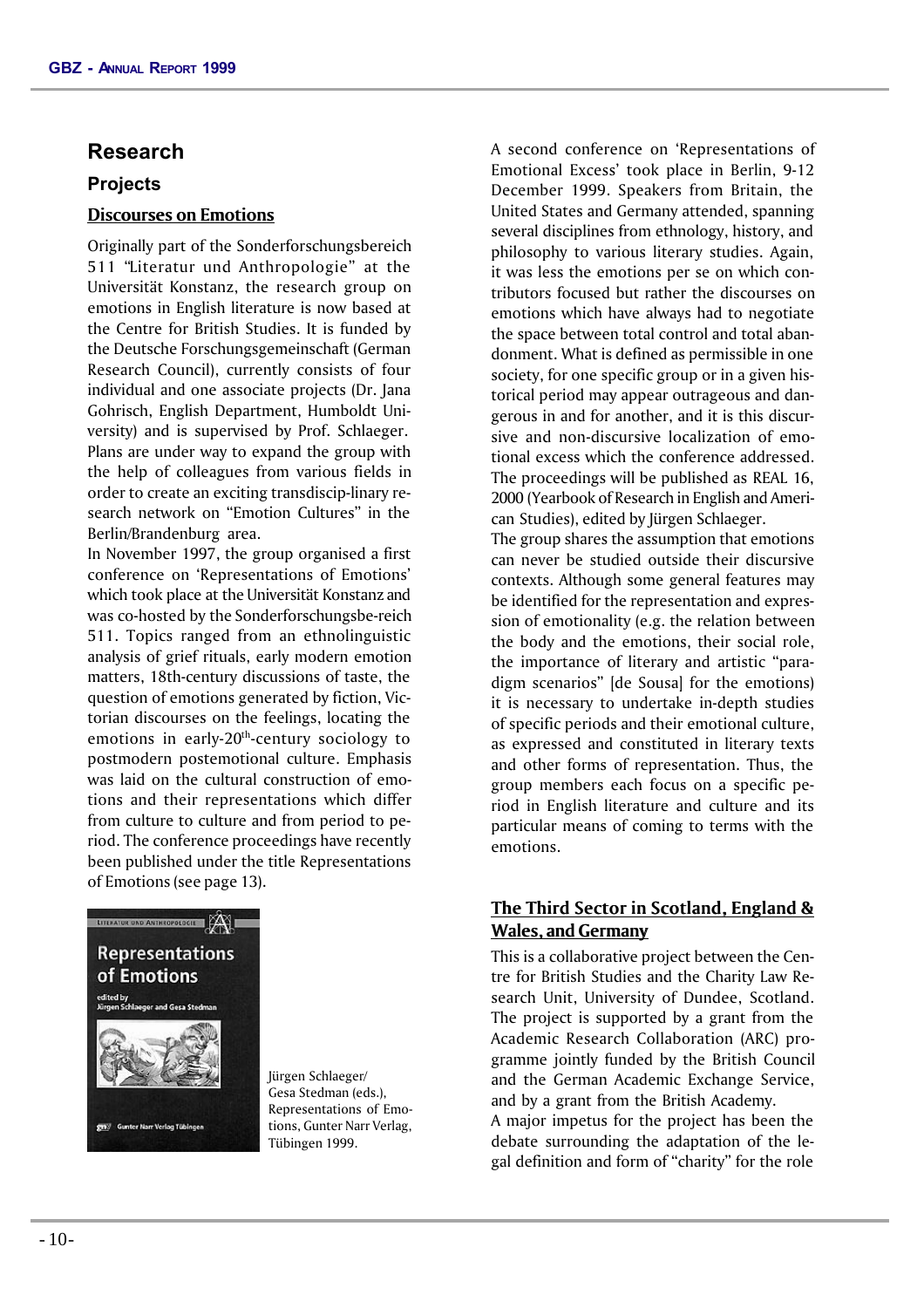# Research

## Projects

### Discourses on Emotions

Originally part of the Sonderforschungsbereich 511 "Literatur und Anthropologie" at the Universität Konstanz, the research group on emotions in English literature is now based at the Centre for British Studies. It is funded by the Deutsche Forschungsgemeinschaft (German Research Council), currently consists of four individual and one associate projects (Dr. Jana Gohrisch, English Department, Humboldt University) and is supervised by Prof. Schlaeger. Plans are under way to expand the group with the help of colleagues from various fields in order to create an exciting transdiscip-linary research network on "Emotion Cultures" in the Berlin/Brandenburg area.

In November 1997, the group organised a first conference on 'Representations of Emotions' which took place at the Universität Konstanz and was co-hosted by the Sonderforschungsbe-reich 511. Topics ranged from an ethnolinguistic analysis of grief rituals, early modern emotion matters, 18th-century discussions of taste, the question of emotions generated by fiction, Victorian discourses on the feelings, locating the emotions in early-20th-century sociology to postmodern postemotional culture. Emphasis was laid on the cultural construction of emotions and their representations which differ from culture to culture and from period to period. The conference proceedings have recently been published under the title Representations of Emotions (see page 13).

Jürgen Schlaeger/ Gesa Stedman (eds.), Representations of Emotions, Gunter Narr Verlag, Tübingen 1999.

A second conference on 'Representations of Emotional Excess' took place in Berlin, 9-12 December 1999. Speakers from Britain, the United States and Germany attended, spanning several disciplines from ethnology, history, and philosophy to various literary studies. Again, it was less the emotions per se on which contributors focused but rather the discourses on emotions which have always had to negotiate the space between total control and total abandonment. What is defined as permissible in one society, for one specific group or in a given historical period may appear outrageous and dangerous in and for another, and it is this discursive and non-discursive localization of emotional excess which the conference addressed. The proceedings will be published as REAL 16, 2000 (Yearbook of Research in English and American Studies), edited by Jürgen Schlaeger.

The group shares the assumption that emotions can never be studied outside their discursive contexts. Although some general features may be identified for the representation and expression of emotionality (e.g. the relation between the body and the emotions, their social role, the importance of literary and artistic "paradigm scenarios" [de Sousa] for the emotions) it is necessary to undertake in-depth studies of specific periods and their emotional culture, as expressed and constituted in literary texts and other forms of representation. Thus, the group members each focus on a specific period in English literature and culture and its particular means of coming to terms with the emotions.

### The Third Sector in Scotland, England & Wales, and Germany

This is a collaborative project between the Centre for British Studies and the Charity Law Research Unit, University of Dundee, Scotland. The project is supported by a grant from the Academic Research Collaboration (ARC) programme jointly funded by the British Council and the German Academic Exchange Service, and by a grant from the British Academy.

A major impetus for the project has been the debate surrounding the adaptation of the legal definition and form of "charity" for the role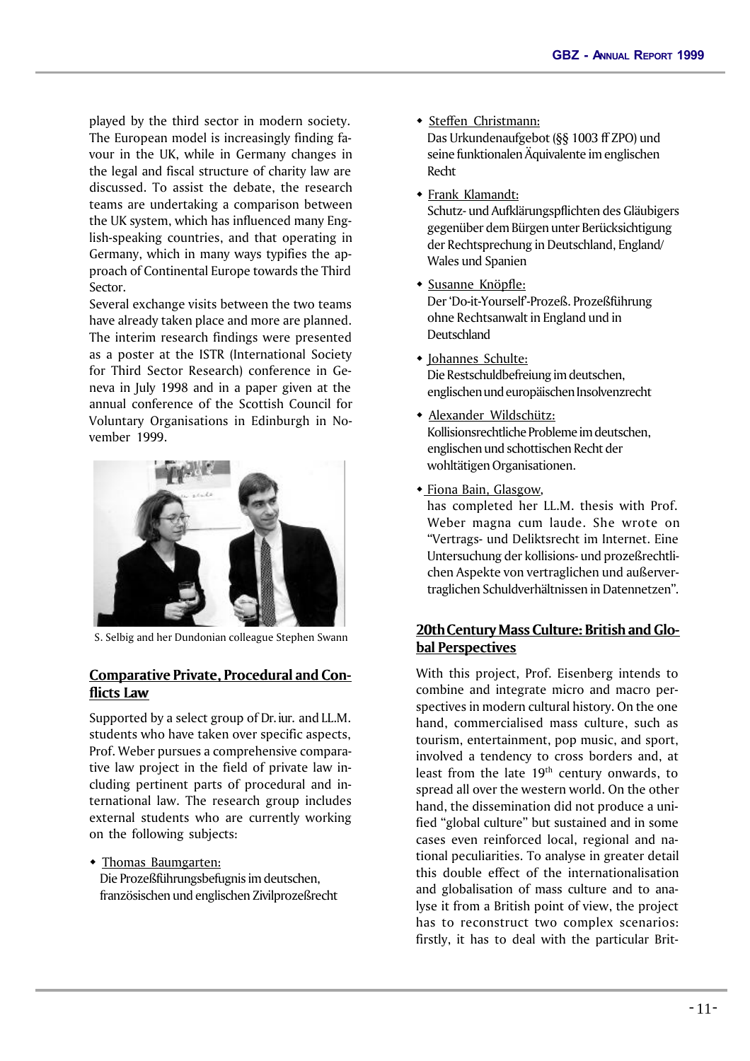played by the third sector in modern society. The European model is increasingly finding favour in the UK, while in Germany changes in the legal and fiscal structure of charity law are discussed. To assist the debate, the research teams are undertaking a comparison between the UK system, which has influenced many English-speaking countries, and that operating in Germany, which in many ways typifies the approach of Continental Europe towards the Third Sector.

Several exchange visits between the two teams have already taken place and more are planned. The interim research findings were presented as a poster at the ISTR (International Society for Third Sector Research) conference in Geneva in July 1998 and in a paper given at the annual conference of the Scottish Council for Voluntary Organisations in Edinburgh in November 1999.

S. Selbig and her Dundonian colleague Stephen Swann

## Comparative Private, Procedural and Conflicts Law

Supported by a select group of Dr. iur. and LL.M. students who have taken over specific aspects, Prof. Weber pursues a comprehensive comparative law project in the field of private law including pertinent parts of procedural and international law. The research group includes external students who are currently working on the following subjects:

- Thomas Baumgarten:
  Die Prozeßführungsbefugnis im deutschen, französischen und englischen Zivilprozeßrecht
- Steffen Christmann:
  Das Urkundenaufgebot (§§ 1003 ff ZPO) und seine funktionalen Äquivalente im englischen Recht
- Frank Klamandt:
  Schutz- und Aufklärungspflichten des Gläubigers gegenüber dem Bürgen unter Berücksichtigung der Rechtsprechung in Deutschland, England/Wales und Spanien
- Susanne Knöpfle:
  Der 'Do-it-Yourself'-Prozeß. Prozeßführung ohne Rechtsanwalt in England und in Deutschland
- Johannes Schulte:
  Die Restschuldbefreiung im deutschen, englischen und europäischen Insolvenzrecht
- Alexander Wildschütz:
  Kollisionsrechtliche Probleme im deutschen, englischen und schottischen Recht der wohltätigen Organisationen.
- Fiona Bain, Glasgow,
  has completed her LL.M. thesis with Prof. Weber magna cum laude. She wrote on "Vertrags- und Deliktsrecht im Internet. Eine Untersuchung der kollisions- und prozeßrechtlichen Aspekte von vertraglichen und außervertraglichen Schuldverhältnissen in Datennetzen".

## 20th Century Mass Culture: British and Global Perspectives

With this project, Prof. Eisenberg intends to combine and integrate micro and macro perspectives in modern cultural history. On the one hand, commercialised mass culture, such as tourism, entertainment, pop music, and sport, involved a tendency to cross borders and, at least from the late 19th century onwards, to spread all over the western world. On the other hand, the dissemination did not produce a unified "global culture" but sustained and in some cases even reinforced local, regional and national peculiarities. To analyse in greater detail this double effect of the internationalisation and globalisation of mass culture and to analyse it from a British point of view, the project has to reconstruct two complex scenarios: firstly, it has to deal with the particular Brit-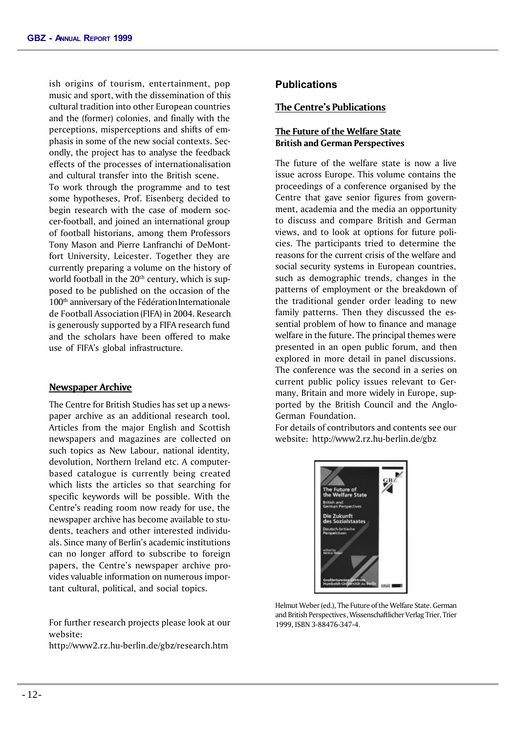ish origins of tourism, entertainment, pop music and sport, with the dissemination of this cultural tradition into other European countries and the (former) colonies, and finally with the perceptions, misperceptions and shifts of emphasis in some of the new social contexts. Secondly, the project has to analyse the feedback effects of the processes of internationalisation and cultural transfer into the British scene.

To work through the programme and to test some hypotheses, Prof. Eisenberg decided to begin research with the case of modern soccer-football, and joined an international group of football historians, among them Professors Tony Mason and Pierre Lanfranchi of DeMontfort University, Leicester. Together they are currently preparing a volume on the history of world football in the 20th century, which is supposed to be published on the occasion of the 100th anniversary of the Fédération Internationale de Football Association (FIFA) in 2004. Research is generously supported by a FIFA research fund and the scholars have been offered to make use of FIFA's global infrastructure.

## Newspaper Archive

The Centre for British Studies has set up a newspaper archive as an additional research tool. Articles from the major English and Scottish newspapers and magazines are collected on such topics as New Labour, national identity, devolution, Northern Ireland etc. A computer-based catalogue is currently being created which lists the articles so that searching for specific keywords will be possible. With the Centre's reading room now ready for use, the newspaper archive has become available to students, teachers and other interested individuals. Since many of Berlin's academic institutions can no longer afford to subscribe to foreign papers, the Centre's newspaper archive provides valuable information on numerous important cultural, political, and social topics.

For further research projects please look at our website:
http://www2.rz.hu-berlin.de/gbz/research.htm

# Publications

## The Centre's Publications

### The Future of the Welfare State
**British and German Perspectives**

The future of the welfare state is now a live issue across Europe. This volume contains the proceedings of a conference organised by the Centre that gave senior figures from government, academia and the media an opportunity to discuss and compare British and German views, and to look at options for future policies. The participants tried to determine the reasons for the current crisis of the welfare and social security systems in European countries, such as demographic trends, changes in the patterns of employment or the breakdown of the traditional gender order leading to new family patterns. Then they discussed the essential problem of how to finance and manage welfare in the future. The principal themes were presented in an open public forum, and then explored in more detail in panel discussions. The conference was the second in a series on current public policy issues relevant to Germany, Britain and more widely in Europe, supported by the British Council and the Anglo-German Foundation.

For details of contributors and contents see our website: http://www2.rz.hu-berlin.de/gbz

Helmut Weber (ed.), The Future of the Welfare State. German and British Perspectives, Wissenschaftlicher Verlag Trier, Trier 1999, ISBN 3-88476-347-4.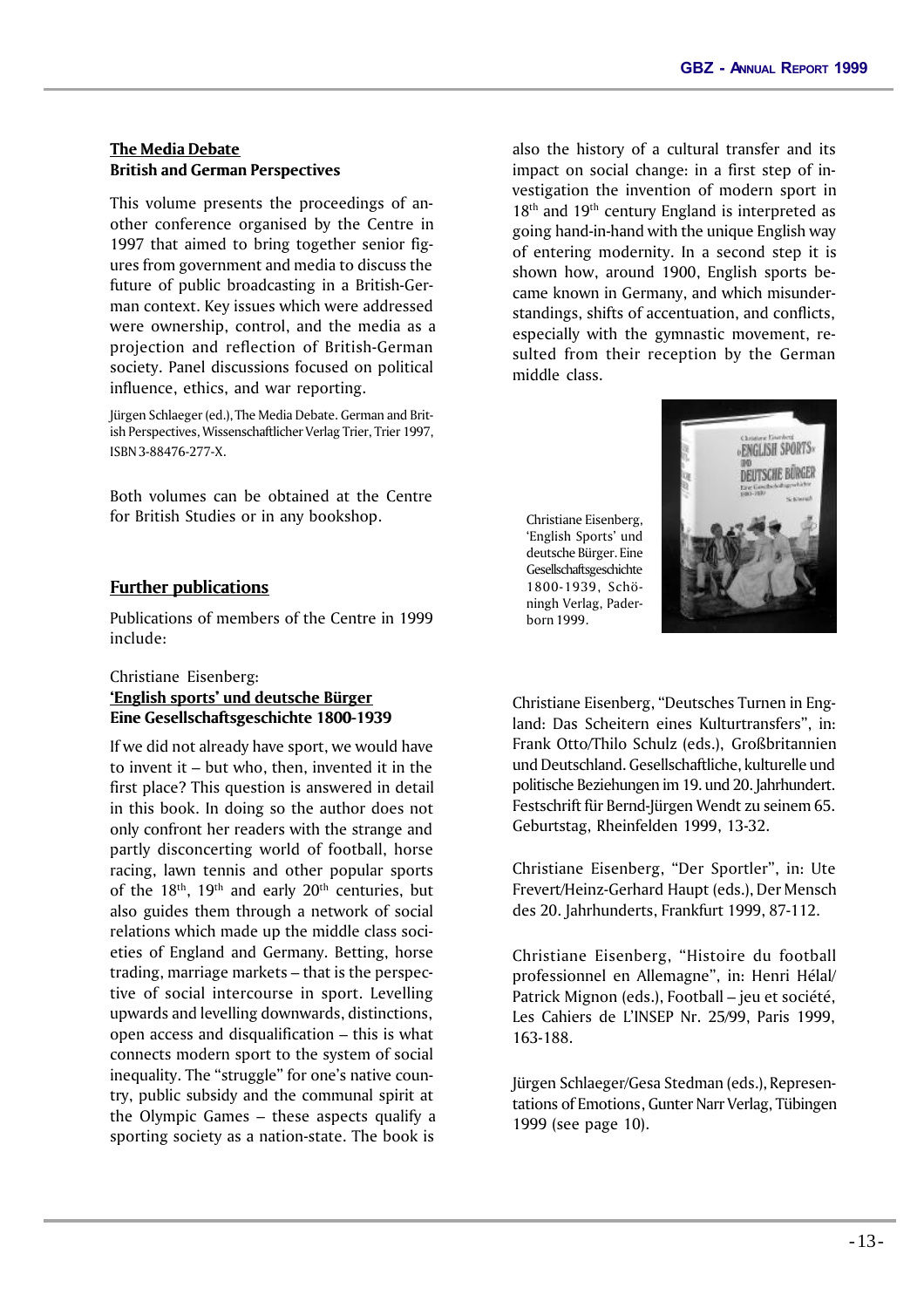**The Media Debate**
**British and German Perspectives**

This volume presents the proceedings of another conference organised by the Centre in 1997 that aimed to bring together senior figures from government and media to discuss the future of public broadcasting in a British-German context. Key issues which were addressed were ownership, control, and the media as a projection and reflection of British-German society. Panel discussions focused on political influence, ethics, and war reporting.

Jürgen Schlaeger (ed.), The Media Debate. German and British Perspectives, Wissenschaftlicher Verlag Trier, Trier 1997, ISBN 3-88476-277-X.

Both volumes can be obtained at the Centre for British Studies or in any bookshop.

## Further publications

Publications of members of the Centre in 1999 include:

Christiane Eisenberg:
**'English sports' und deutsche Bürger**
**Eine Gesellschaftsgeschichte 1800-1939**

If we did not already have sport, we would have to invent it – but who, then, invented it in the first place? This question is answered in detail in this book. In doing so the author does not only confront her readers with the strange and partly disconcerting world of football, horse racing, lawn tennis and other popular sports of the 18th, 19th and early 20th centuries, but also guides them through a network of social relations which made up the middle class societies of England and Germany. Betting, horse trading, marriage markets – that is the perspective of social intercourse in sport. Levelling upwards and levelling downwards, distinctions, open access and disqualification – this is what connects modern sport to the system of social inequality. The "struggle" for one's native country, public subsidy and the communal spirit at the Olympic Games – these aspects qualify a sporting society as a nation-state. The book is also the history of a cultural transfer and its impact on social change: in a first step of investigation the invention of modern sport in 18th and 19th century England is interpreted as going hand-in-hand with the unique English way of entering modernity. In a second step it is shown how, around 1900, English sports became known in Germany, and which misunderstandings, shifts of accentuation, and conflicts, especially with the gymnastic movement, resulted from their reception by the German middle class.

Christiane Eisenberg, 'English Sports' und deutsche Bürger. Eine Gesellschaftsgeschichte 1800-1939, Schöningh Verlag, Paderborn 1999.

Christiane Eisenberg, "Deutsches Turnen in England: Das Scheitern eines Kulturtransfers", in: Frank Otto/Thilo Schulz (eds.), Großbritannien und Deutschland. Gesellschaftliche, kulturelle und politische Beziehungen im 19. und 20. Jahrhundert. Festschrift für Bernd-Jürgen Wendt zu seinem 65. Geburtstag, Rheinfelden 1999, 13-32.

Christiane Eisenberg, "Der Sportler", in: Ute Frevert/Heinz-Gerhard Haupt (eds.), Der Mensch des 20. Jahrhunderts, Frankfurt 1999, 87-112.

Christiane Eisenberg, "Histoire du football professionnel en Allemagne", in: Henri Hélal/Patrick Mignon (eds.), Football – jeu et société, Les Cahiers de L'INSEP Nr. 25/99, Paris 1999, 163-188.

Jürgen Schlaeger/Gesa Stedman (eds.), Representations of Emotions, Gunter Narr Verlag, Tübingen 1999 (see page 10).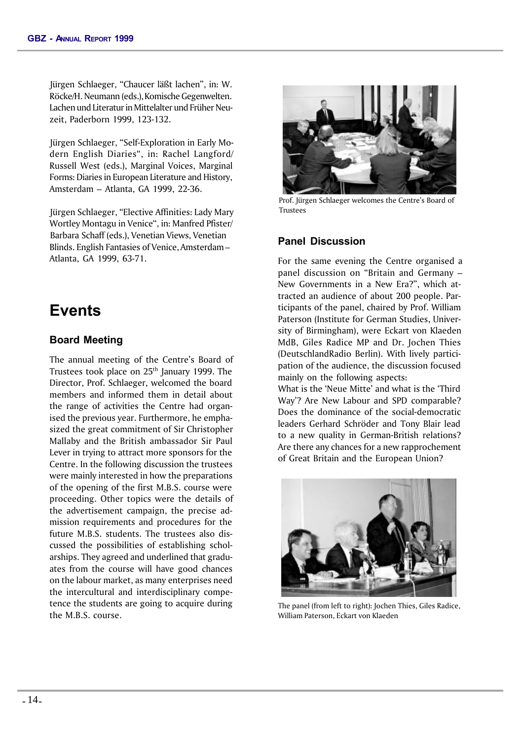Jürgen Schlaeger, "Chaucer läßt lachen", in: W. Röcke/H. Neumann (eds.), Komische Gegenwelten. Lachen und Literatur in Mittelalter und Früher Neuzeit, Paderborn 1999, 123-132.

Jürgen Schlaeger, "Self-Exploration in Early Modern English Diaries", in: Rachel Langford/ Russell West (eds.), Marginal Voices, Marginal Forms: Diaries in European Literature and History, Amsterdam – Atlanta, GA 1999, 22-36.

Jürgen Schlaeger, "Elective Affinities: Lady Mary Wortley Montagu in Venice", in: Manfred Pfister/ Barbara Schaff (eds.), Venetian Views, Venetian Blinds. English Fantasies of Venice, Amsterdam – Atlanta, GA 1999, 63-71.

# Events

## Board Meeting

The annual meeting of the Centre's Board of Trustees took place on 25th January 1999. The Director, Prof. Schlaeger, welcomed the board members and informed them in detail about the range of activities the Centre had organised the previous year. Furthermore, he emphasized the great commitment of Sir Christopher Mallaby and the British ambassador Sir Paul Lever in trying to attract more sponsors for the Centre. In the following discussion the trustees were mainly interested in how the preparations of the opening of the first M.B.S. course were proceeding. Other topics were the details of the advertisement campaign, the precise admission requirements and procedures for the future M.B.S. students. The trustees also discussed the possibilities of establishing scholarships. They agreed and underlined that graduates from the course will have good chances on the labour market, as many enterprises need the intercultural and interdisciplinary competence the students are going to acquire during the M.B.S. course.

Prof. Jürgen Schlaeger welcomes the Centre's Board of Trustees

## Panel Discussion

For the same evening the Centre organised a panel discussion on "Britain and Germany – New Governments in a New Era?", which attracted an audience of about 200 people. Participants of the panel, chaired by Prof. William Paterson (Institute for German Studies, University of Birmingham), were Eckart von Klaeden MdB, Giles Radice MP and Dr. Jochen Thies (DeutschlandRadio Berlin). With lively participation of the audience, the discussion focused mainly on the following aspects:

What is the 'Neue Mitte' and what is the 'Third Way'? Are New Labour and SPD comparable? Does the dominance of the social-democratic leaders Gerhard Schröder and Tony Blair lead to a new quality in German-British relations? Are there any chances for a new rapprochement of Great Britain and the European Union?

The panel (from left to right): Jochen Thies, Giles Radice, William Paterson, Eckart von Klaeden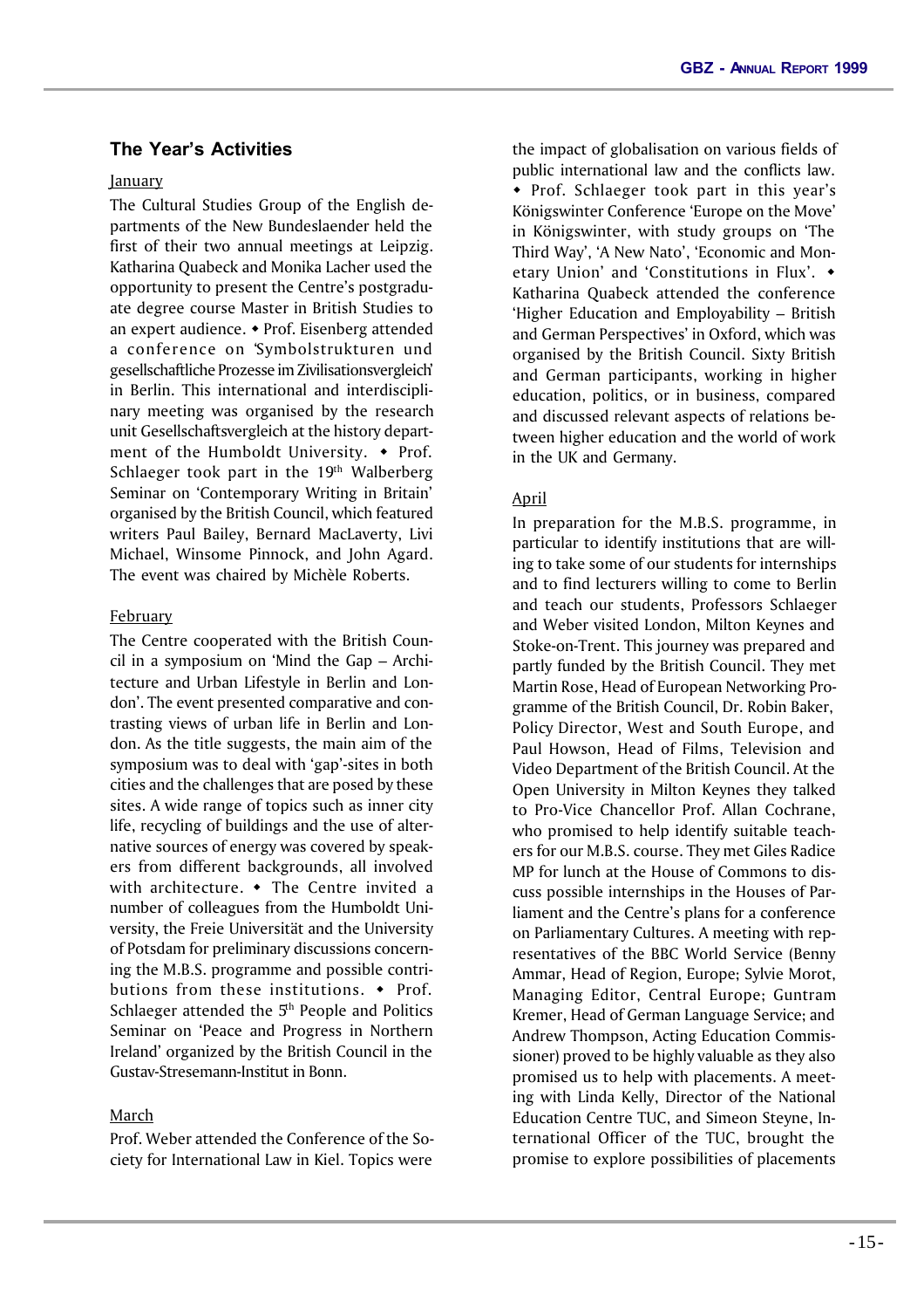## The Year's Activities

January

The Cultural Studies Group of the English departments of the New Bundeslaender held the first of their two annual meetings at Leipzig. Katharina Quabeck and Monika Lacher used the opportunity to present the Centre's postgraduate degree course Master in British Studies to an expert audience. ◆ Prof. Eisenberg attended a conference on 'Symbolstrukturen und gesellschaftliche Prozesse im Zivilisationsvergleich' in Berlin. This international and interdisciplinary meeting was organised by the research unit Gesellschaftsvergleich at the history department of the Humboldt University. ◆ Prof. Schlaeger took part in the 19th Walberberg Seminar on 'Contemporary Writing in Britain' organised by the British Council, which featured writers Paul Bailey, Bernard MacLaverty, Livi Michael, Winsome Pinnock, and John Agard. The event was chaired by Michèle Roberts.

February

The Centre cooperated with the British Council in a symposium on 'Mind the Gap – Architecture and Urban Lifestyle in Berlin and London'. The event presented comparative and contrasting views of urban life in Berlin and London. As the title suggests, the main aim of the symposium was to deal with 'gap'-sites in both cities and the challenges that are posed by these sites. A wide range of topics such as inner city life, recycling of buildings and the use of alternative sources of energy was covered by speakers from different backgrounds, all involved with architecture. ◆ The Centre invited a number of colleagues from the Humboldt University, the Freie Universität and the University of Potsdam for preliminary discussions concerning the M.B.S. programme and possible contributions from these institutions. ◆ Prof. Schlaeger attended the 5th People and Politics Seminar on 'Peace and Progress in Northern Ireland' organized by the British Council in the Gustav-Stresemann-Institut in Bonn.

March

Prof. Weber attended the Conference of the Society for International Law in Kiel. Topics were the impact of globalisation on various fields of public international law and the conflicts law. ◆ Prof. Schlaeger took part in this year's Königswinter Conference 'Europe on the Move' in Königswinter, with study groups on 'The Third Way', 'A New Nato', 'Economic and Monetary Union' and 'Constitutions in Flux'. ◆ Katharina Quabeck attended the conference 'Higher Education and Employability – British and German Perspectives' in Oxford, which was organised by the British Council. Sixty British and German participants, working in higher education, politics, or in business, compared and discussed relevant aspects of relations between higher education and the world of work in the UK and Germany.

April

In preparation for the M.B.S. programme, in particular to identify institutions that are willing to take some of our students for internships and to find lecturers willing to come to Berlin and teach our students, Professors Schlaeger and Weber visited London, Milton Keynes and Stoke-on-Trent. This journey was prepared and partly funded by the British Council. They met Martin Rose, Head of European Networking Programme of the British Council, Dr. Robin Baker, Policy Director, West and South Europe, and Paul Howson, Head of Films, Television and Video Department of the British Council. At the Open University in Milton Keynes they talked to Pro-Vice Chancellor Prof. Allan Cochrane, who promised to help identify suitable teachers for our M.B.S. course. They met Giles Radice MP for lunch at the House of Commons to discuss possible internships in the Houses of Parliament and the Centre's plans for a conference on Parliamentary Cultures. A meeting with representatives of the BBC World Service (Benny Ammar, Head of Region, Europe; Sylvie Morot, Managing Editor, Central Europe; Guntram Kremer, Head of German Language Service; and Andrew Thompson, Acting Education Commissioner) proved to be highly valuable as they also promised us to help with placements. A meeting with Linda Kelly, Director of the National Education Centre TUC, and Simeon Steyne, International Officer of the TUC, brought the promise to explore possibilities of placements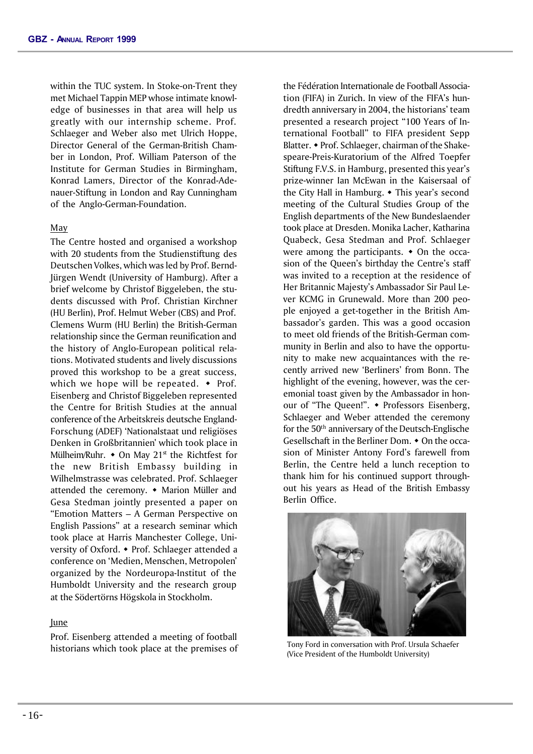within the TUC system. In Stoke-on-Trent they met Michael Tappin MEP whose intimate knowledge of businesses in that area will help us greatly with our internship scheme. Prof. Schlaeger and Weber also met Ulrich Hoppe, Director General of the German-British Chamber in London, Prof. William Paterson of the Institute for German Studies in Birmingham, Konrad Lamers, Director of the Konrad-Adenauer-Stiftung in London and Ray Cunningham of the Anglo-German-Foundation.

May

The Centre hosted and organised a workshop with 20 students from the Studienstiftung des Deutschen Volkes, which was led by Prof. Bernd-Jürgen Wendt (University of Hamburg). After a brief welcome by Christof Biggeleben, the students discussed with Prof. Christian Kirchner (HU Berlin), Prof. Helmut Weber (CBS) and Prof. Clemens Wurm (HU Berlin) the British-German relationship since the German reunification and the history of Anglo-European political relations. Motivated students and lively discussions proved this workshop to be a great success, which we hope will be repeated. ◆ Prof. Eisenberg and Christof Biggeleben represented the Centre for British Studies at the annual conference of the Arbeitskreis deutsche England-Forschung (ADEF) 'Nationalstaat und religiöses Denken in Großbritannien' which took place in Mülheim/Ruhr. ◆ On May 21st the Richtfest for the new British Embassy building in Wilhelmstrasse was celebrated. Prof. Schlaeger attended the ceremony. ◆ Marion Müller and Gesa Stedman jointly presented a paper on "Emotion Matters – A German Perspective on English Passions" at a research seminar which took place at Harris Manchester College, University of Oxford. ◆ Prof. Schlaeger attended a conference on 'Medien, Menschen, Metropolen' organized by the Nordeuropa-Institut of the Humboldt University and the research group at the Södertörns Högskola in Stockholm.

June

Prof. Eisenberg attended a meeting of football historians which took place at the premises of the Fédération Internationale de Football Association (FIFA) in Zurich. In view of the FIFA's hundredth anniversary in 2004, the historians' team presented a research project "100 Years of International Football" to FIFA president Sepp Blatter. ◆ Prof. Schlaeger, chairman of the Shakespeare-Preis-Kuratorium of the Alfred Toepfer Stiftung F.V.S. in Hamburg, presented this year's prize-winner Ian McEwan in the Kaisersaal of the City Hall in Hamburg. ◆ This year's second meeting of the Cultural Studies Group of the English departments of the New Bundeslaender took place at Dresden. Monika Lacher, Katharina Quabeck, Gesa Stedman and Prof. Schlaeger were among the participants. ◆ On the occasion of the Queen's birthday the Centre's staff was invited to a reception at the residence of Her Britannic Majesty's Ambassador Sir Paul Lever KCMG in Grunewald. More than 200 people enjoyed a get-together in the British Ambassador's garden. This was a good occasion to meet old friends of the British-German community in Berlin and also to have the opportunity to make new acquaintances with the recently arrived new 'Berliners' from Bonn. The highlight of the evening, however, was the ceremonial toast given by the Ambassador in honour of "The Queen!". ◆ Professors Eisenberg, Schlaeger and Weber attended the ceremony for the 50th anniversary of the Deutsch-Englische Gesellschaft in the Berliner Dom. ◆ On the occasion of Minister Antony Ford's farewell from Berlin, the Centre held a lunch reception to thank him for his continued support throughout his years as Head of the British Embassy Berlin Office.

Tony Ford in conversation with Prof. Ursula Schaefer (Vice President of the Humboldt University)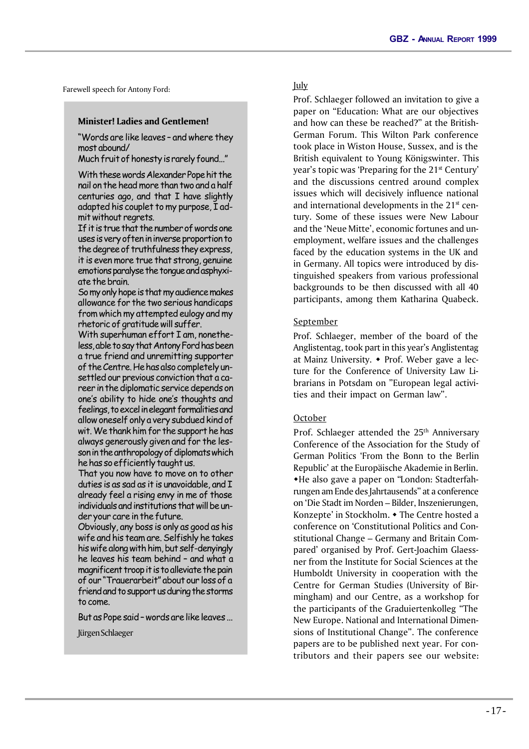Farewell speech for Antony Ford:

**Minister! Ladies and Gentlemen!**

"Words are like leaves – and where they most abound/
Much fruit of honesty is rarely found..."

With these words Alexander Pope hit the nail on the head more than two and a half centuries ago, and that I have slightly adapted his couplet to my purpose, I admit without regrets.
If it is true that the number of words one uses is very often in inverse proportion to the degree of truthfulness they express, it is even more true that strong, genuine emotions paralyse the tongue and asphyxiate the brain.
So my only hope is that my audience makes allowance for the two serious handicaps from which my attempted eulogy and my rhetoric of gratitude will suffer.
With superhuman effort I am, nonetheless, able to say that Antony Ford has been a true friend and unremitting supporter of the Centre. He has also completely unsettled our previous conviction that a career in the diplomatic service depends on one's ability to hide one's thoughts and feelings, to excel in elegant formalities and allow oneself only a very subdued kind of wit. We thank him for the support he has always generously given and for the lesson in the anthropology of diplomats which he has so efficiently taught us.
That you now have to move on to other duties is as sad as it is unavoidable, and I already feel a rising envy in me of those individuals and institutions that will be under your care in the future.
Obviously, any boss is only as good as his wife and his team are. Selfishly he takes his wife along with him, but self-denyingly he leaves his team behind – and what a magnificent troop it is to alleviate the pain of our "Trauerarbeit" about our loss of a friend and to support us during the storms to come.

But as Pope said – words are like leaves ...

Jürgen Schlaeger

July

Prof. Schlaeger followed an invitation to give a paper on "Education: What are our objectives and how can these be reached?" at the British-German Forum. This Wilton Park conference took place in Wiston House, Sussex, and is the British equivalent to Young Königswinter. This year's topic was 'Preparing for the 21st Century' and the discussions centred around complex issues which will decisively influence national and international developments in the 21st century. Some of these issues were New Labour and the 'Neue Mitte', economic fortunes and unemployment, welfare issues and the challenges faced by the education systems in the UK and in Germany. All topics were introduced by distinguished speakers from various professional backgrounds to be then discussed with all 40 participants, among them Katharina Quabeck.

September

Prof. Schlaeger, member of the board of the Anglistentag, took part in this year's Anglistentag at Mainz University. ◆ Prof. Weber gave a lecture for the Conference of University Law Librarians in Potsdam on "European legal activities and their impact on German law".

October

Prof. Schlaeger attended the 25th Anniversary Conference of the Association for the Study of German Politics 'From the Bonn to the Berlin Republic' at the Europäische Akademie in Berlin. ◆He also gave a paper on "London: Stadterfahrungen am Ende des Jahrtausends" at a conference on 'Die Stadt im Norden – Bilder, Inszenierungen, Konzepte' in Stockholm. ◆ The Centre hosted a conference on 'Constitutional Politics and Constitutional Change – Germany and Britain Compared' organised by Prof. Gert-Joachim Glaessner from the Institute for Social Sciences at the Humboldt University in cooperation with the Centre for German Studies (University of Birmingham) and our Centre, as a workshop for the participants of the Graduiertenkolleg "The New Europe. National and International Dimensions of Institutional Change". The conference papers are to be published next year. For contributors and their papers see our website: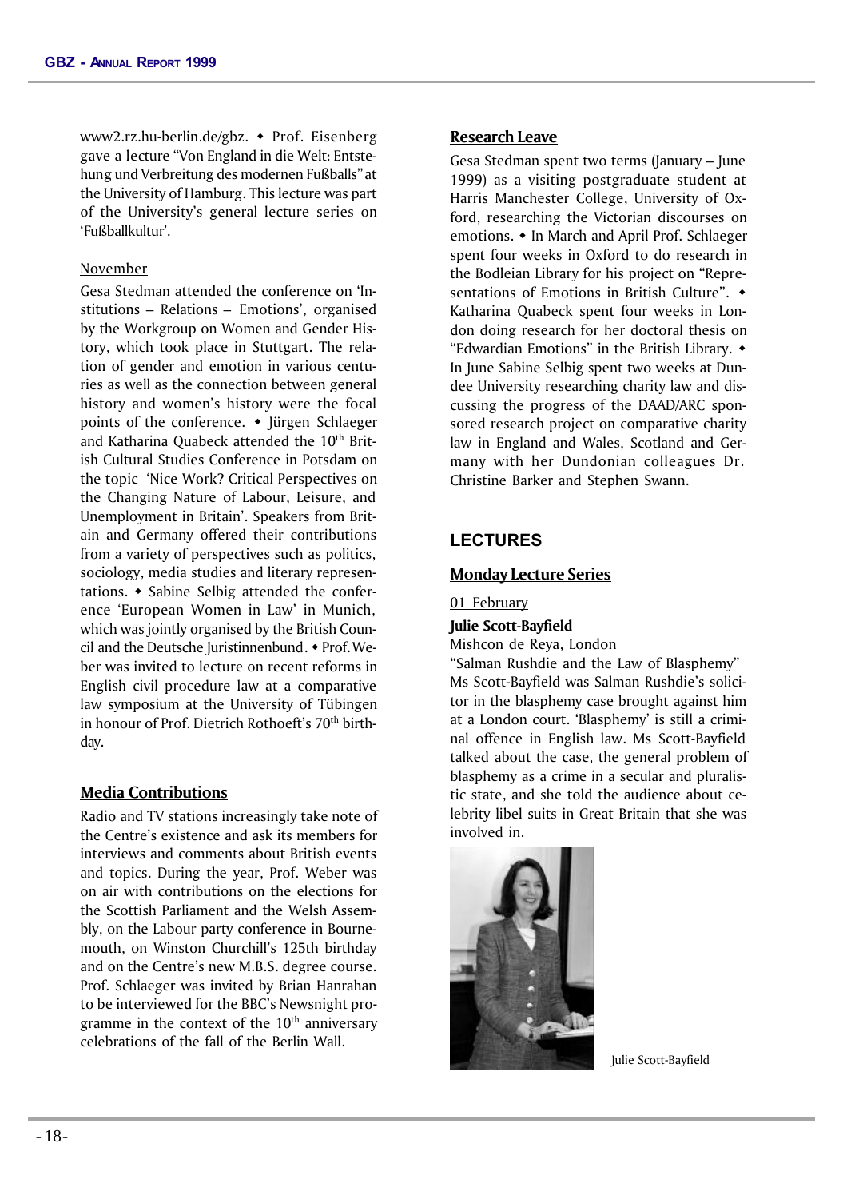www2.rz.hu-berlin.de/gbz. • Prof. Eisenberg gave a lecture "Von England in die Welt: Entstehung und Verbreitung des modernen Fußballs" at the University of Hamburg. This lecture was part of the University's general lecture series on 'Fußballkultur'.

November

Gesa Stedman attended the conference on 'Institutions – Relations – Emotions', organised by the Workgroup on Women and Gender History, which took place in Stuttgart. The relation of gender and emotion in various centuries as well as the connection between general history and women's history were the focal points of the conference. • Jürgen Schlaeger and Katharina Quabeck attended the 10th British Cultural Studies Conference in Potsdam on the topic 'Nice Work? Critical Perspectives on the Changing Nature of Labour, Leisure, and Unemployment in Britain'. Speakers from Britain and Germany offered their contributions from a variety of perspectives such as politics, sociology, media studies and literary representations. • Sabine Selbig attended the conference 'European Women in Law' in Munich, which was jointly organised by the British Council and the Deutsche Juristinnenbund. • Prof. Weber was invited to lecture on recent reforms in English civil procedure law at a comparative law symposium at the University of Tübingen in honour of Prof. Dietrich Rothoeft's 70th birthday.

### Media Contributions

Radio and TV stations increasingly take note of the Centre's existence and ask its members for interviews and comments about British events and topics. During the year, Prof. Weber was on air with contributions on the elections for the Scottish Parliament and the Welsh Assembly, on the Labour party conference in Bournemouth, on Winston Churchill's 125th birthday and on the Centre's new M.B.S. degree course. Prof. Schlaeger was invited by Brian Hanrahan to be interviewed for the BBC's Newsnight programme in the context of the 10th anniversary celebrations of the fall of the Berlin Wall.

### Research Leave

Gesa Stedman spent two terms (January – June 1999) as a visiting postgraduate student at Harris Manchester College, University of Oxford, researching the Victorian discourses on emotions. • In March and April Prof. Schlaeger spent four weeks in Oxford to do research in the Bodleian Library for his project on "Representations of Emotions in British Culture". • Katharina Quabeck spent four weeks in London doing research for her doctoral thesis on "Edwardian Emotions" in the British Library. • In June Sabine Selbig spent two weeks at Dundee University researching charity law and discussing the progress of the DAAD/ARC sponsored research project on comparative charity law in England and Wales, Scotland and Germany with her Dundonian colleagues Dr. Christine Barker and Stephen Swann.

## LECTURES

### Monday Lecture Series

01 February

**Julie Scott-Bayfield**

Mishcon de Reya, London

"Salman Rushdie and the Law of Blasphemy"

Ms Scott-Bayfield was Salman Rushdie's solicitor in the blasphemy case brought against him at a London court. 'Blasphemy' is still a criminal offence in English law. Ms Scott-Bayfield talked about the case, the general problem of blasphemy as a crime in a secular and pluralistic state, and she told the audience about celebrity libel suits in Great Britain that she was involved in.

Julie Scott-Bayfield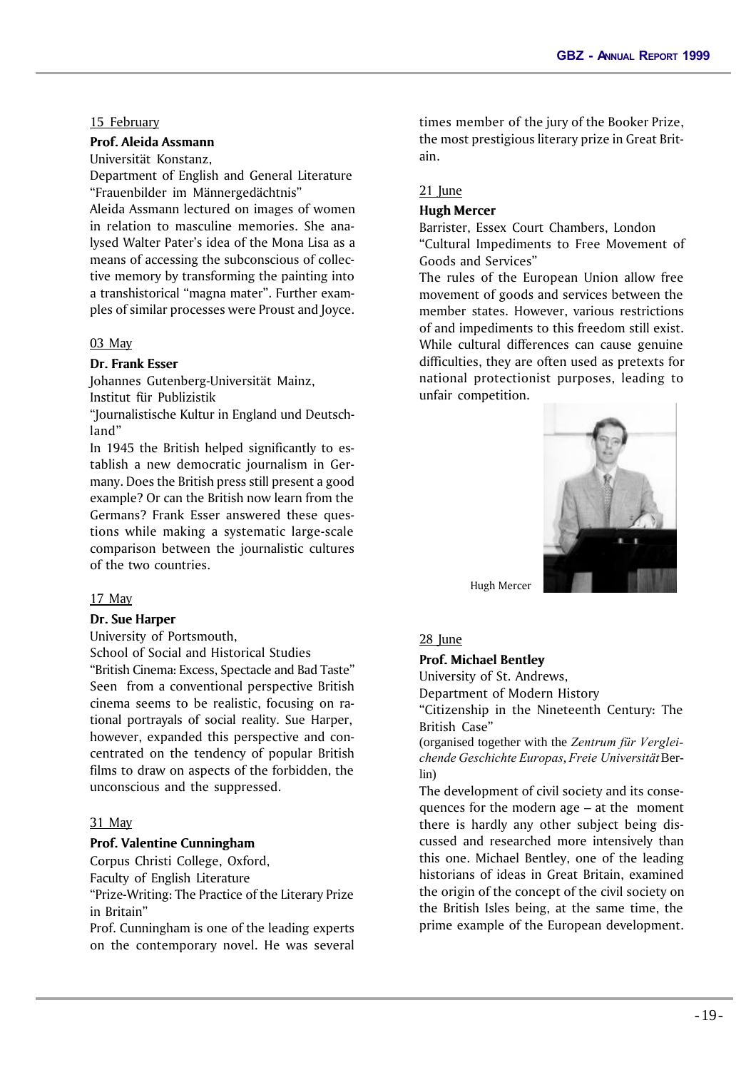15 February

**Prof. Aleida Assmann**

Universität Konstanz,
Department of English and General Literature
"Frauenbilder im Männergedächtnis"

Aleida Assmann lectured on images of women in relation to masculine memories. She analysed Walter Pater's idea of the Mona Lisa as a means of accessing the subconscious of collective memory by transforming the painting into a transhistorical "magna mater". Further examples of similar processes were Proust and Joyce.

03 May

**Dr. Frank Esser**

Johannes Gutenberg-Universität Mainz,
Institut für Publizistik
"Journalistische Kultur in England und Deutschland"

In 1945 the British helped significantly to establish a new democratic journalism in Germany. Does the British press still present a good example? Or can the British now learn from the Germans? Frank Esser answered these questions while making a systematic large-scale comparison between the journalistic cultures of the two countries.

17 May

**Dr. Sue Harper**

University of Portsmouth,
School of Social and Historical Studies
"British Cinema: Excess, Spectacle and Bad Taste"

Seen from a conventional perspective British cinema seems to be realistic, focusing on rational portrayals of social reality. Sue Harper, however, expanded this perspective and concentrated on the tendency of popular British films to draw on aspects of the forbidden, the unconscious and the suppressed.

31 May

**Prof. Valentine Cunningham**

Corpus Christi College, Oxford,
Faculty of English Literature
"Prize-Writing: The Practice of the Literary Prize in Britain"

Prof. Cunningham is one of the leading experts on the contemporary novel. He was several times member of the jury of the Booker Prize, the most prestigious literary prize in Great Britain.

21 June

**Hugh Mercer**

Barrister, Essex Court Chambers, London
"Cultural Impediments to Free Movement of Goods and Services"

The rules of the European Union allow free movement of goods and services between the member states. However, various restrictions of and impediments to this freedom still exist. While cultural differences can cause genuine difficulties, they are often used as pretexts for national protectionist purposes, leading to unfair competition.

Hugh Mercer

28 June

**Prof. Michael Bentley**

University of St. Andrews,
Department of Modern History
"Citizenship in the Nineteenth Century: The British Case"
(organised together with the *Zentrum für Vergleichende Geschichte Europas, Freie Universität* Berlin)

The development of civil society and its consequences for the modern age – at the moment there is hardly any other subject being discussed and researched more intensively than this one. Michael Bentley, one of the leading historians of ideas in Great Britain, examined the origin of the concept of the civil society on the British Isles being, at the same time, the prime example of the European development.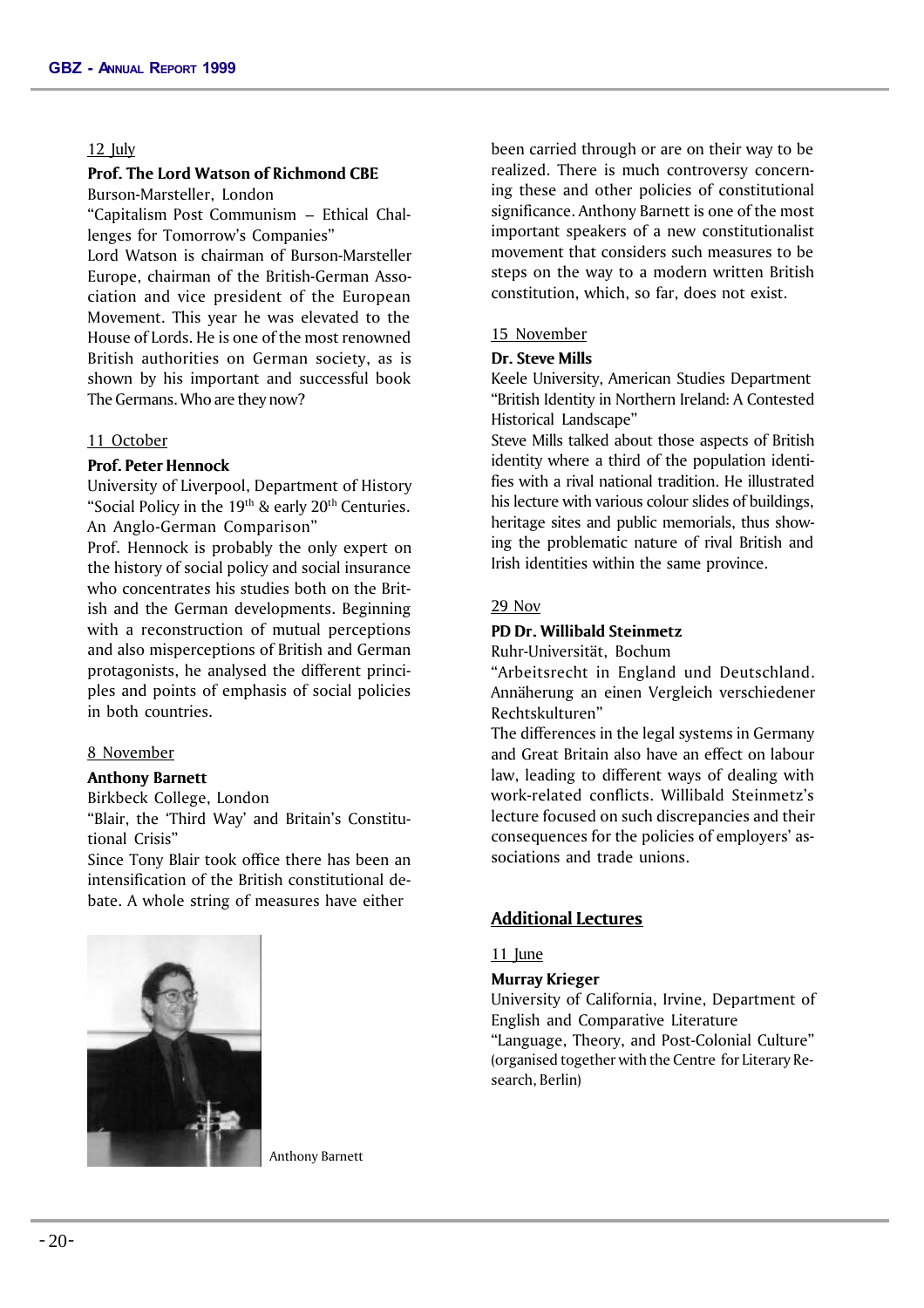12 July

**Prof. The Lord Watson of Richmond CBE**

Burson-Marsteller, London

"Capitalism Post Communism – Ethical Challenges for Tomorrow's Companies"

Lord Watson is chairman of Burson-Marsteller Europe, chairman of the British-German Association and vice president of the European Movement. This year he was elevated to the House of Lords. He is one of the most renowned British authorities on German society, as is shown by his important and successful book The Germans. Who are they now?

11 October

**Prof. Peter Hennock**

University of Liverpool, Department of History

"Social Policy in the 19th & early 20th Centuries. An Anglo-German Comparison"

Prof. Hennock is probably the only expert on the history of social policy and social insurance who concentrates his studies both on the British and the German developments. Beginning with a reconstruction of mutual perceptions and also misperceptions of British and German protagonists, he analysed the different principles and points of emphasis of social policies in both countries.

8 November

**Anthony Barnett**

Birkbeck College, London

"Blair, the 'Third Way' and Britain's Constitutional Crisis"

Since Tony Blair took office there has been an intensification of the British constitutional debate. A whole string of measures have either been carried through or are on their way to be realized. There is much controversy concerning these and other policies of constitutional significance. Anthony Barnett is one of the most important speakers of a new constitutionalist movement that considers such measures to be steps on the way to a modern written British constitution, which, so far, does not exist.

Anthony Barnett

15 November

**Dr. Steve Mills**

Keele University, American Studies Department

"British Identity in Northern Ireland: A Contested Historical Landscape"

Steve Mills talked about those aspects of British identity where a third of the population identifies with a rival national tradition. He illustrated his lecture with various colour slides of buildings, heritage sites and public memorials, thus showing the problematic nature of rival British and Irish identities within the same province.

29 Nov

**PD Dr. Willibald Steinmetz**

Ruhr-Universität, Bochum

"Arbeitsrecht in England und Deutschland. Annäherung an einen Vergleich verschiedener Rechtskulturen"

The differences in the legal systems in Germany and Great Britain also have an effect on labour law, leading to different ways of dealing with work-related conflicts. Willibald Steinmetz's lecture focused on such discrepancies and their consequences for the policies of employers' associations and trade unions.

## Additional Lectures

11 June

**Murray Krieger**

University of California, Irvine, Department of English and Comparative Literature

"Language, Theory, and Post-Colonial Culture" (organised together with the Centre for Literary Research, Berlin)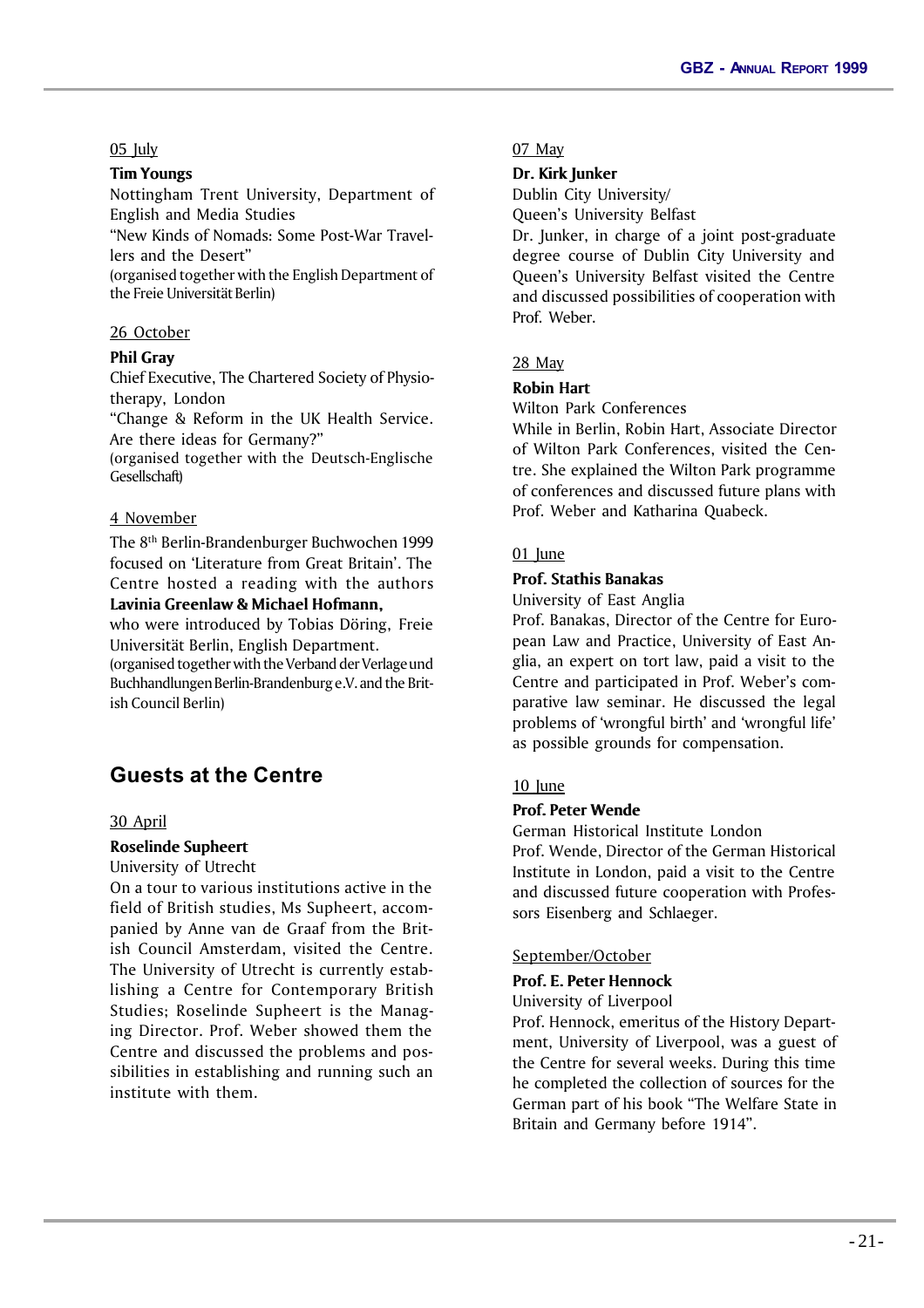05 July

**Tim Youngs**

Nottingham Trent University, Department of English and Media Studies

"New Kinds of Nomads: Some Post-War Travellers and the Desert"

(organised together with the English Department of the Freie Universität Berlin)

26 October

**Phil Gray**

Chief Executive, The Chartered Society of Physiotherapy, London

"Change & Reform in the UK Health Service. Are there ideas for Germany?"

(organised together with the Deutsch-Englische Gesellschaft)

4 November

The 8th Berlin-Brandenburger Buchwochen 1999 focused on 'Literature from Great Britain'. The Centre hosted a reading with the authors **Lavinia Greenlaw & Michael Hofmann,** who were introduced by Tobias Döring, Freie Universität Berlin, English Department.

(organised together with the Verband der Verlage und Buchhandlungen Berlin-Brandenburg e.V. and the British Council Berlin)

## Guests at the Centre

30 April

**Roselinde Supheert**

University of Utrecht

On a tour to various institutions active in the field of British studies, Ms Supheert, accompanied by Anne van de Graaf from the British Council Amsterdam, visited the Centre. The University of Utrecht is currently establishing a Centre for Contemporary British Studies; Roselinde Supheert is the Managing Director. Prof. Weber showed them the Centre and discussed the problems and possibilities in establishing and running such an institute with them.

07 May

**Dr. Kirk Junker**

Dublin City University/
Queen's University Belfast

Dr. Junker, in charge of a joint post-graduate degree course of Dublin City University and Queen's University Belfast visited the Centre and discussed possibilities of cooperation with Prof. Weber.

28 May

**Robin Hart**

Wilton Park Conferences

While in Berlin, Robin Hart, Associate Director of Wilton Park Conferences, visited the Centre. She explained the Wilton Park programme of conferences and discussed future plans with Prof. Weber and Katharina Quabeck.

01 June

**Prof. Stathis Banakas**

University of East Anglia

Prof. Banakas, Director of the Centre for European Law and Practice, University of East Anglia, an expert on tort law, paid a visit to the Centre and participated in Prof. Weber's comparative law seminar. He discussed the legal problems of 'wrongful birth' and 'wrongful life' as possible grounds for compensation.

10 June

**Prof. Peter Wende**

German Historical Institute London

Prof. Wende, Director of the German Historical Institute in London, paid a visit to the Centre and discussed future cooperation with Professors Eisenberg and Schlaeger.

September/October

**Prof. E. Peter Hennock**

University of Liverpool

Prof. Hennock, emeritus of the History Department, University of Liverpool, was a guest of the Centre for several weeks. During this time he completed the collection of sources for the German part of his book "The Welfare State in Britain and Germany before 1914".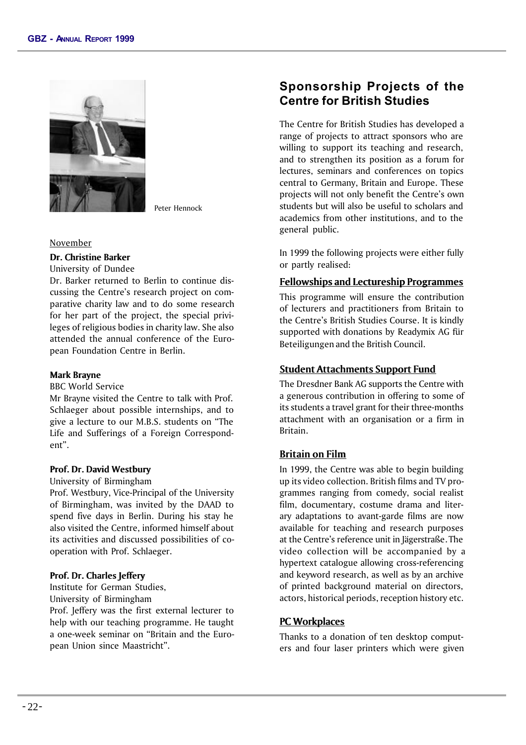Peter Hennock

November

**Dr. Christine Barker**

University of Dundee

Dr. Barker returned to Berlin to continue discussing the Centre's research project on comparative charity law and to do some research for her part of the project, the special privileges of religious bodies in charity law. She also attended the annual conference of the European Foundation Centre in Berlin.

**Mark Brayne**

BBC World Service

Mr Brayne visited the Centre to talk with Prof. Schlaeger about possible internships, and to give a lecture to our M.B.S. students on "The Life and Sufferings of a Foreign Correspondent".

**Prof. Dr. David Westbury**

University of Birmingham

Prof. Westbury, Vice-Principal of the University of Birmingham, was invited by the DAAD to spend five days in Berlin. During his stay he also visited the Centre, informed himself about its activities and discussed possibilities of co-operation with Prof. Schlaeger.

**Prof. Dr. Charles Jeffery**

Institute for German Studies,
University of Birmingham

Prof. Jeffery was the first external lecturer to help with our teaching programme. He taught a one-week seminar on "Britain and the European Union since Maastricht".

## Sponsorship Projects of the Centre for British Studies

The Centre for British Studies has developed a range of projects to attract sponsors who are willing to support its teaching and research, and to strengthen its position as a forum for lectures, seminars and conferences on topics central to Germany, Britain and Europe. These projects will not only benefit the Centre's own students but will also be useful to scholars and academics from other institutions, and to the general public.

In 1999 the following projects were either fully or partly realised:

### Fellowships and Lectureship Programmes

This programme will ensure the contribution of lecturers and practitioners from Britain to the Centre's British Studies Course. It is kindly supported with donations by Readymix AG für Beteiligungen and the British Council.

### Student Attachments Support Fund

The Dresdner Bank AG supports the Centre with a generous contribution in offering to some of its students a travel grant for their three-months attachment with an organisation or a firm in Britain.

### Britain on Film

In 1999, the Centre was able to begin building up its video collection. British films and TV programmes ranging from comedy, social realist film, documentary, costume drama and literary adaptations to avant-garde films are now available for teaching and research purposes at the Centre's reference unit in Jägerstraße. The video collection will be accompanied by a hypertext catalogue allowing cross-referencing and keyword research, as well as by an archive of printed background material on directors, actors, historical periods, reception history etc.

### PC Workplaces

Thanks to a donation of ten desktop computers and four laser printers which were given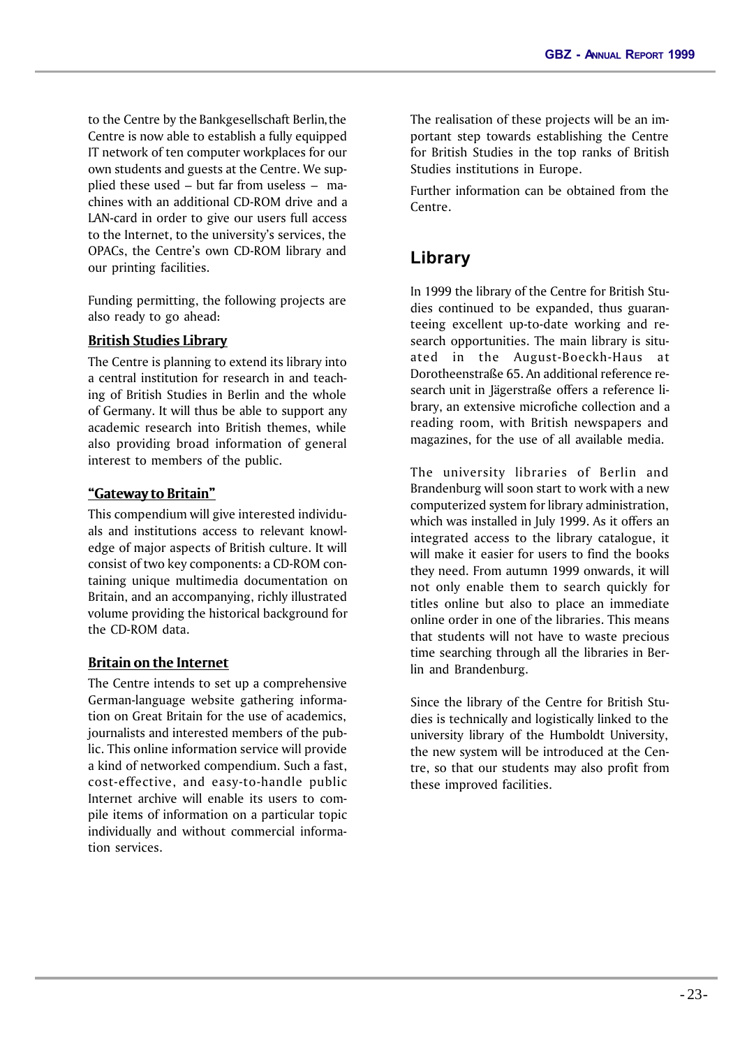to the Centre by the Bankgesellschaft Berlin, the Centre is now able to establish a fully equipped IT network of ten computer workplaces for our own students and guests at the Centre. We supplied these used – but far from useless – machines with an additional CD-ROM drive and a LAN-card in order to give our users full access to the Internet, to the university's services, the OPACs, the Centre's own CD-ROM library and our printing facilities.

Funding permitting, the following projects are also ready to go ahead:

**British Studies Library**

The Centre is planning to extend its library into a central institution for research in and teaching of British Studies in Berlin and the whole of Germany. It will thus be able to support any academic research into British themes, while also providing broad information of general interest to members of the public.

**"Gateway to Britain"**

This compendium will give interested individuals and institutions access to relevant knowledge of major aspects of British culture. It will consist of two key components: a CD-ROM containing unique multimedia documentation on Britain, and an accompanying, richly illustrated volume providing the historical background for the CD-ROM data.

**Britain on the Internet**

The Centre intends to set up a comprehensive German-language website gathering information on Great Britain for the use of academics, journalists and interested members of the public. This online information service will provide a kind of networked compendium. Such a fast, cost-effective, and easy-to-handle public Internet archive will enable its users to compile items of information on a particular topic individually and without commercial information services.

The realisation of these projects will be an important step towards establishing the Centre for British Studies in the top ranks of British Studies institutions in Europe.

Further information can be obtained from the Centre.

## Library

In 1999 the library of the Centre for British Studies continued to be expanded, thus guaranteeing excellent up-to-date working and research opportunities. The main library is situated in the August-Boeckh-Haus at Dorotheenstraße 65. An additional reference research unit in Jägerstraße offers a reference library, an extensive microfiche collection and a reading room, with British newspapers and magazines, for the use of all available media.

The university libraries of Berlin and Brandenburg will soon start to work with a new computerized system for library administration, which was installed in July 1999. As it offers an integrated access to the library catalogue, it will make it easier for users to find the books they need. From autumn 1999 onwards, it will not only enable them to search quickly for titles online but also to place an immediate online order in one of the libraries. This means that students will not have to waste precious time searching through all the libraries in Berlin and Brandenburg.

Since the library of the Centre for British Studies is technically and logistically linked to the university library of the Humboldt University, the new system will be introduced at the Centre, so that our students may also profit from these improved facilities.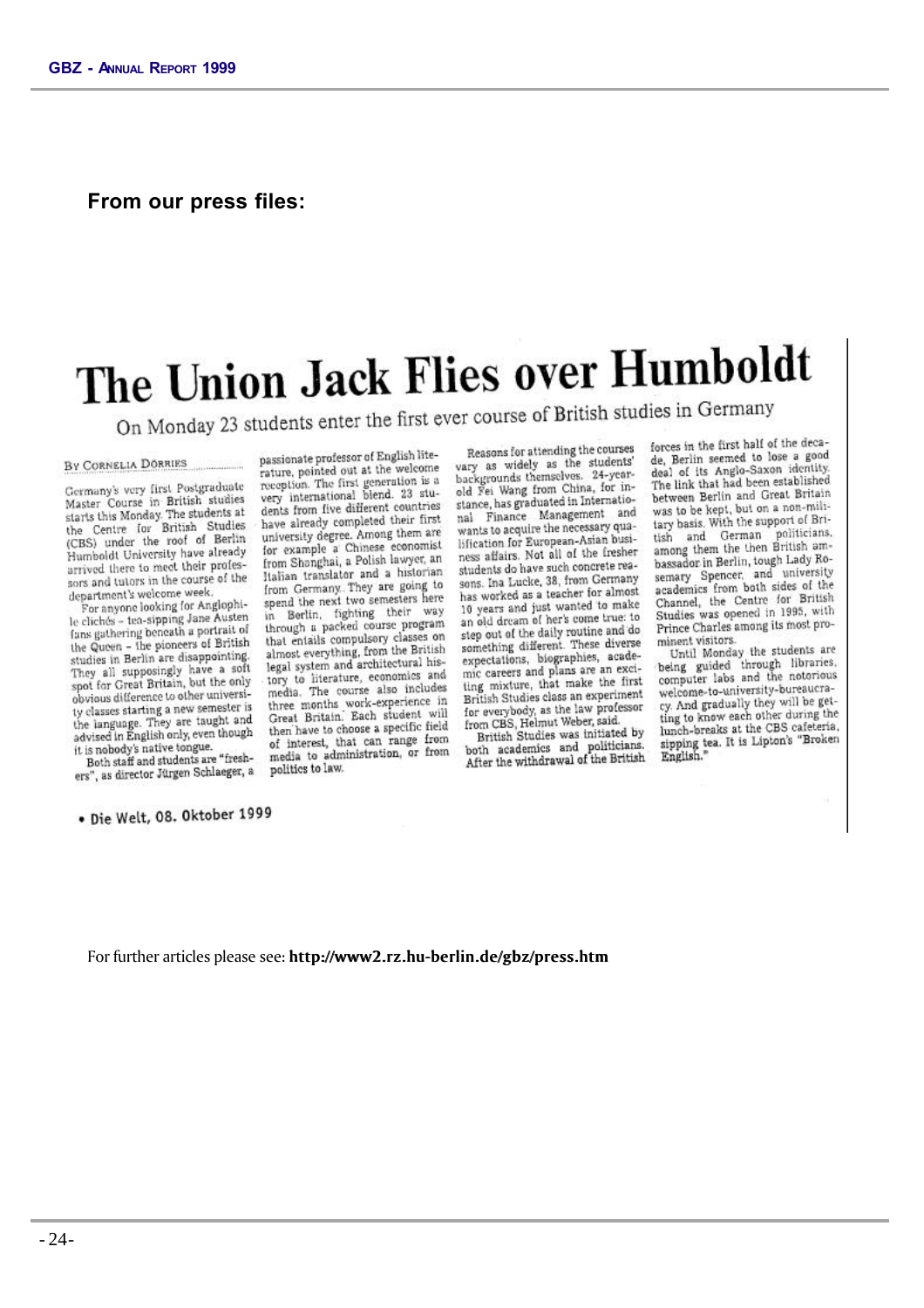**From our press files:**

# The Union Jack Flies over Humboldt

## On Monday 23 students enter the first ever course of British studies in Germany

BY CORNELIA DÖRRIES

Germany's very first Postgraduate Master Course in British studies starts this Monday. The students at the Centre for British Studies (CBS) under the roof of Berlin Humboldt University have already arrived there to meet their professors and tutors in the course of the department's welcome week.

For anyone looking for Anglophile clichés – tea-sipping Jane Austen fans gathering beneath a portrait of the Queen – the pioneers of British studies in Berlin are disappointing. They all supposingly have a soft spot for Great Britain, but the only obvious difference to other university classes starting a new semester is the language. They are taught and advised in English only, even though it is nobody's native tongue.

Both staff and students are "freshers", as director Jürgen Schlaeger, a passionate professor of English literature, pointed out at the welcome reception. The first generation is a very international blend. 23 students from five different countries have already completed their first university degree. Among them are for example a Chinese economist from Shonghai, a Polish lawyer, an Italian translator and a historian from Germany. They are going to spend the next two semesters here in Berlin, fighting their way through a packed course program that entails compulsory classes on almost everything, from the British legal system and architectural history to literature, economics and media. The course also includes three months work-experience in Great Britain. Each student will then have to choose a specific field of interest, that can range from media to administration, or from politics to law.

Reasons for attending the courses vary as widely as the students' backgrounds themselves. 24-year-old Fei Wang from China, for instance, has graduated in International Finance Management and wants to acquire the necessary qualification for European-Asian business affairs. Not all of the fresher students do have such concrete reasons. Ina Lucke, 38, from Germany has worked as a teacher for almost 10 years and just wanted to make an old dream of her's come true: to step out of the daily routine and do something different. These diverse expectations, biographies, academic careers and plans are an exciting mixture, that make the first British Studies class an experiment for everybody, as the law professor from CBS, Helmut Weber, said.

British Studies was initiated by both academics and politicians. After the withdrawal of the British forces in the first half of the decade, Berlin seemed to lose a good deal of its Anglo-Saxon identity. The link that had been established between Berlin and Great Britain was to be kept, but on a non-military basis. With the support of British and German politicians, among them the then British ambassador in Berlin, tough Lady Rosemary Spencer, and university academics from both sides of the Channel, the Centre for British Studies was opened in 1995, with Prince Charles among its most prominent visitors.

Until Monday the students are being guided through libraries, computer labs and the notorious welcome-to-university-bureaucracy. And gradually they will be getting to know each other during the lunch-breaks at the CBS cafeteria, sipping tea. It is Lipton's "Broken English."

• Die Welt, 08. Oktober 1999

For further articles please see: **http://www2.rz.hu-berlin.de/gbz/press.htm**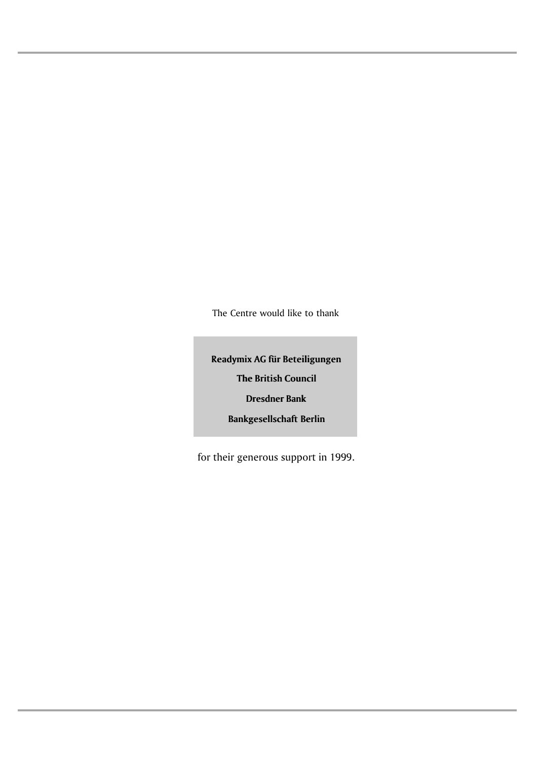The Centre would like to thank

**Readymix AG für Beteiligungen**

**The British Council**

**Dresdner Bank**

**Bankgesellschaft Berlin**

for their generous support in 1999.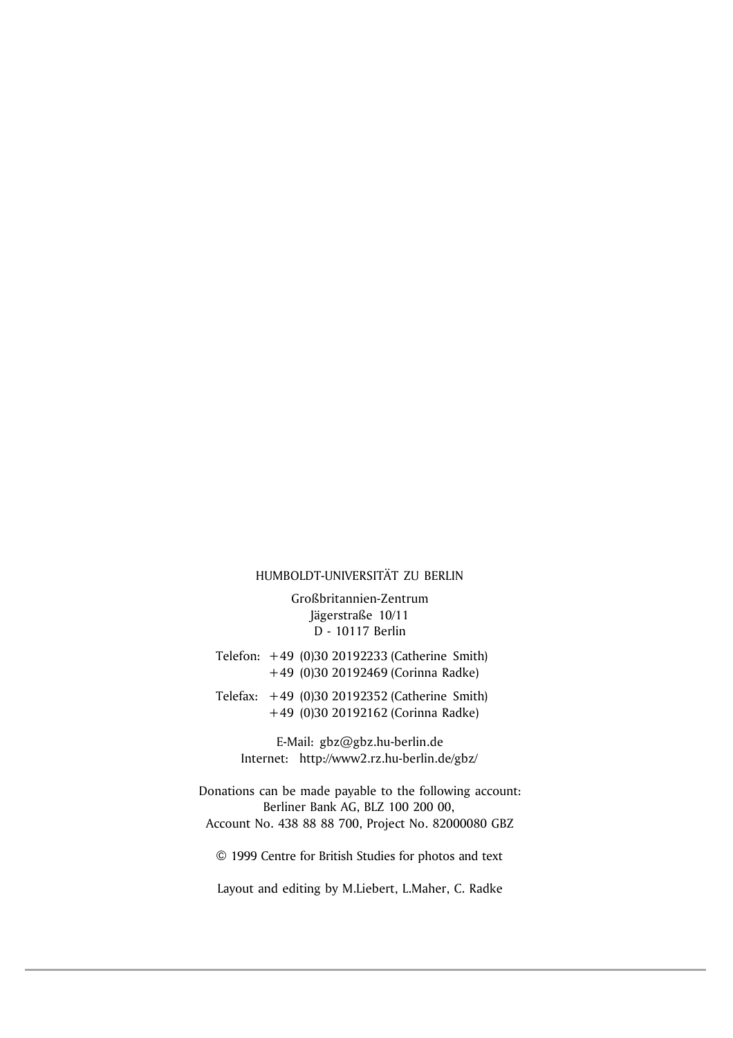HUMBOLDT-UNIVERSITÄT ZU BERLIN

Großbritannien-Zentrum
Jägerstraße 10/11
D - 10117 Berlin

Telefon: +49 (0)30 20192233 (Catherine Smith)
+49 (0)30 20192469 (Corinna Radke)

Telefax: +49 (0)30 20192352 (Catherine Smith)
+49 (0)30 20192162 (Corinna Radke)

E-Mail: gbz@gbz.hu-berlin.de
Internet: http://www2.rz.hu-berlin.de/gbz/

Donations can be made payable to the following account:
Berliner Bank AG, BLZ 100 200 00,
Account No. 438 88 88 700, Project No. 82000080 GBZ

© 1999 Centre for British Studies for photos and text

Layout and editing by M.Liebert, L.Maher, C. Radke